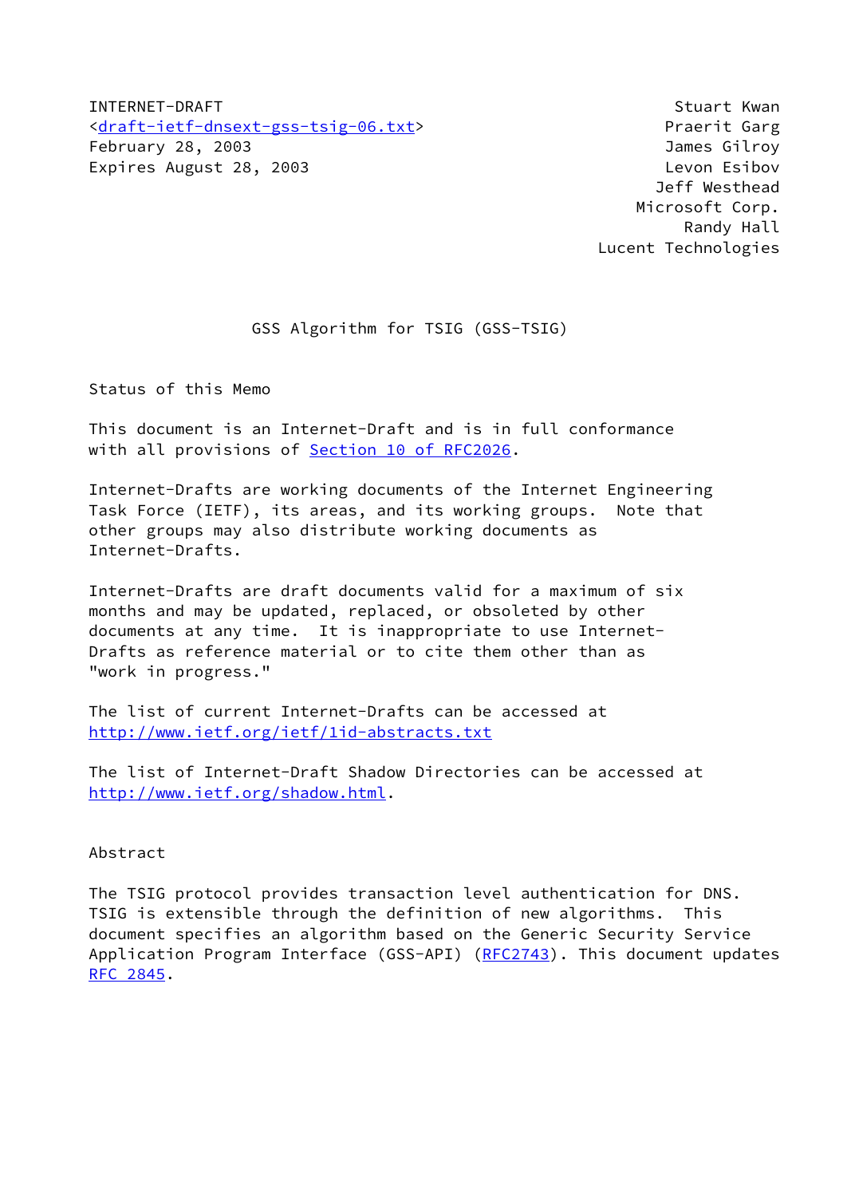INTERNET-DRAFT Stuart Kwan
<draft-ietf-dnsext-gss-tsig-06.txt> Praerit Garg
February 28, 2003 James Gilroy
Expires August 28, 2003 Levon Esibov
Jeff Westhead
Microsoft Corp.
Randy Hall
Lucent Technologies

# GSS Algorithm for TSIG (GSS-TSIG)

## Status of this Memo

This document is an Internet-Draft and is in full conformance with all provisions of Section 10 of RFC2026.

Internet-Drafts are working documents of the Internet Engineering Task Force (IETF), its areas, and its working groups. Note that other groups may also distribute working documents as Internet-Drafts.

Internet-Drafts are draft documents valid for a maximum of six months and may be updated, replaced, or obsoleted by other documents at any time. It is inappropriate to use Internet-Drafts as reference material or to cite them other than as "work in progress."

The list of current Internet-Drafts can be accessed at http://www.ietf.org/ietf/1id-abstracts.txt

The list of Internet-Draft Shadow Directories can be accessed at http://www.ietf.org/shadow.html.

## Abstract

The TSIG protocol provides transaction level authentication for DNS. TSIG is extensible through the definition of new algorithms. This document specifies an algorithm based on the Generic Security Service Application Program Interface (GSS-API) (RFC2743). This document updates RFC 2845.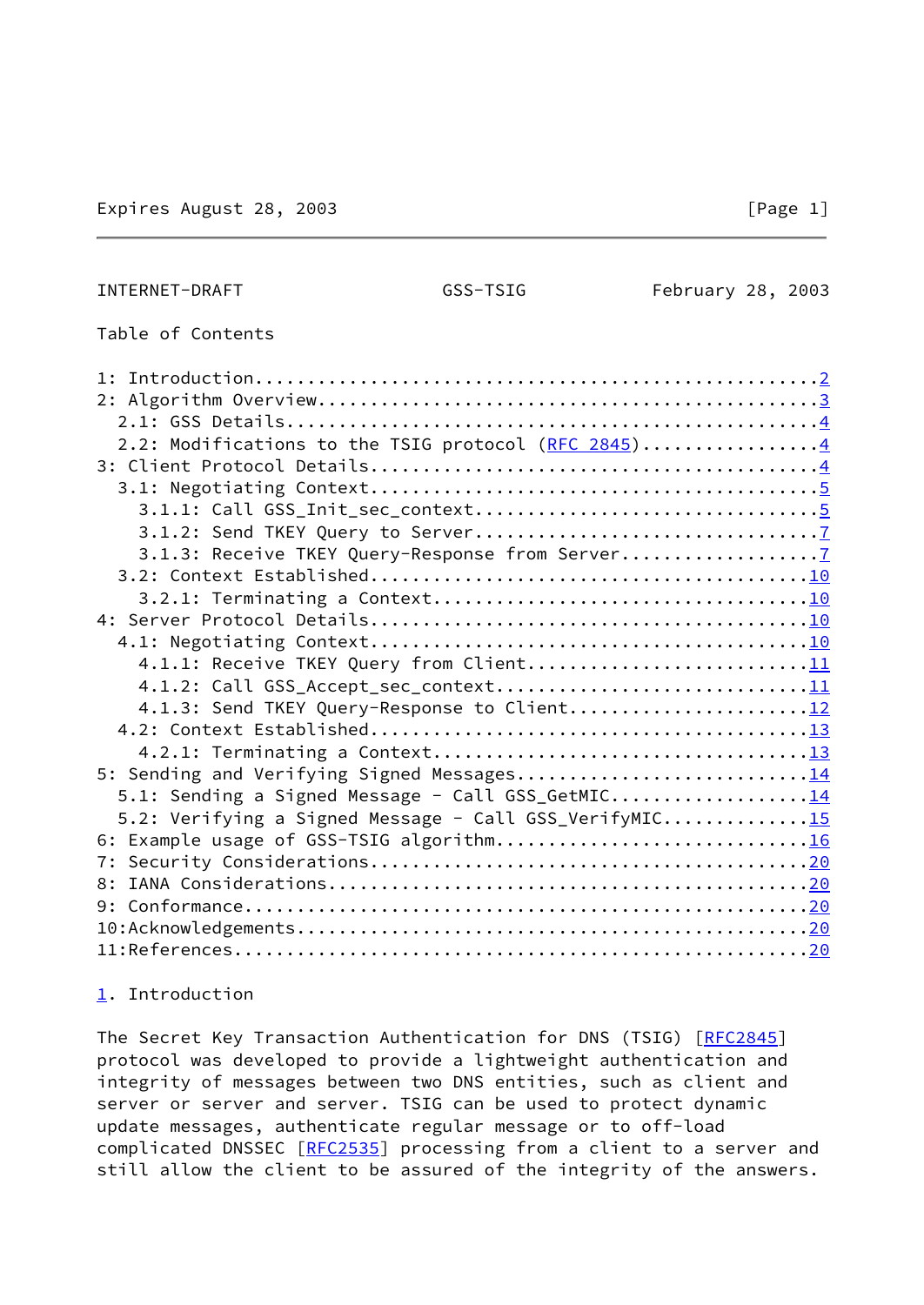Table of Contents

```
1: Introduction......................................................2
2: Algorithm Overview................................................3
  2.1: GSS Details...................................................4
  2.2: Modifications to the TSIG protocol (RFC 2845).................4
3: Client Protocol Details...........................................4
  3.1: Negotiating Context...........................................5
    3.1.1: Call GSS_Init_sec_context.................................5
    3.1.2: Send TKEY Query to Server.................................7
    3.1.3: Receive TKEY Query-Response from Server...................7
  3.2: Context Established..........................................10
    3.2.1: Terminating a Context....................................10
4: Server Protocol Details..........................................10
  4.1: Negotiating Context..........................................10
    4.1.1: Receive TKEY Query from Client...........................11
    4.1.2: Call GSS_Accept_sec_context..............................11
    4.1.3: Send TKEY Query-Response to Client.......................12
  4.2: Context Established..........................................13
    4.2.1: Terminating a Context....................................13
5: Sending and Verifying Signed Messages............................14
  5.1: Sending a Signed Message - Call GSS_GetMIC...................14
  5.2: Verifying a Signed Message - Call GSS_VerifyMIC..............15
6: Example usage of GSS-TSIG algorithm..............................16
7: Security Considerations..........................................20
8: IANA Considerations..............................................20
9: Conformance......................................................20
10:Acknowledgements.................................................20
11:References.......................................................20
```

# 1. Introduction

The Secret Key Transaction Authentication for DNS (TSIG) [RFC2845] protocol was developed to provide a lightweight authentication and integrity of messages between two DNS entities, such as client and server or server and server. TSIG can be used to protect dynamic update messages, authenticate regular message or to off-load complicated DNSSEC [RFC2535] processing from a client to a server and still allow the client to be assured of the integrity of the answers.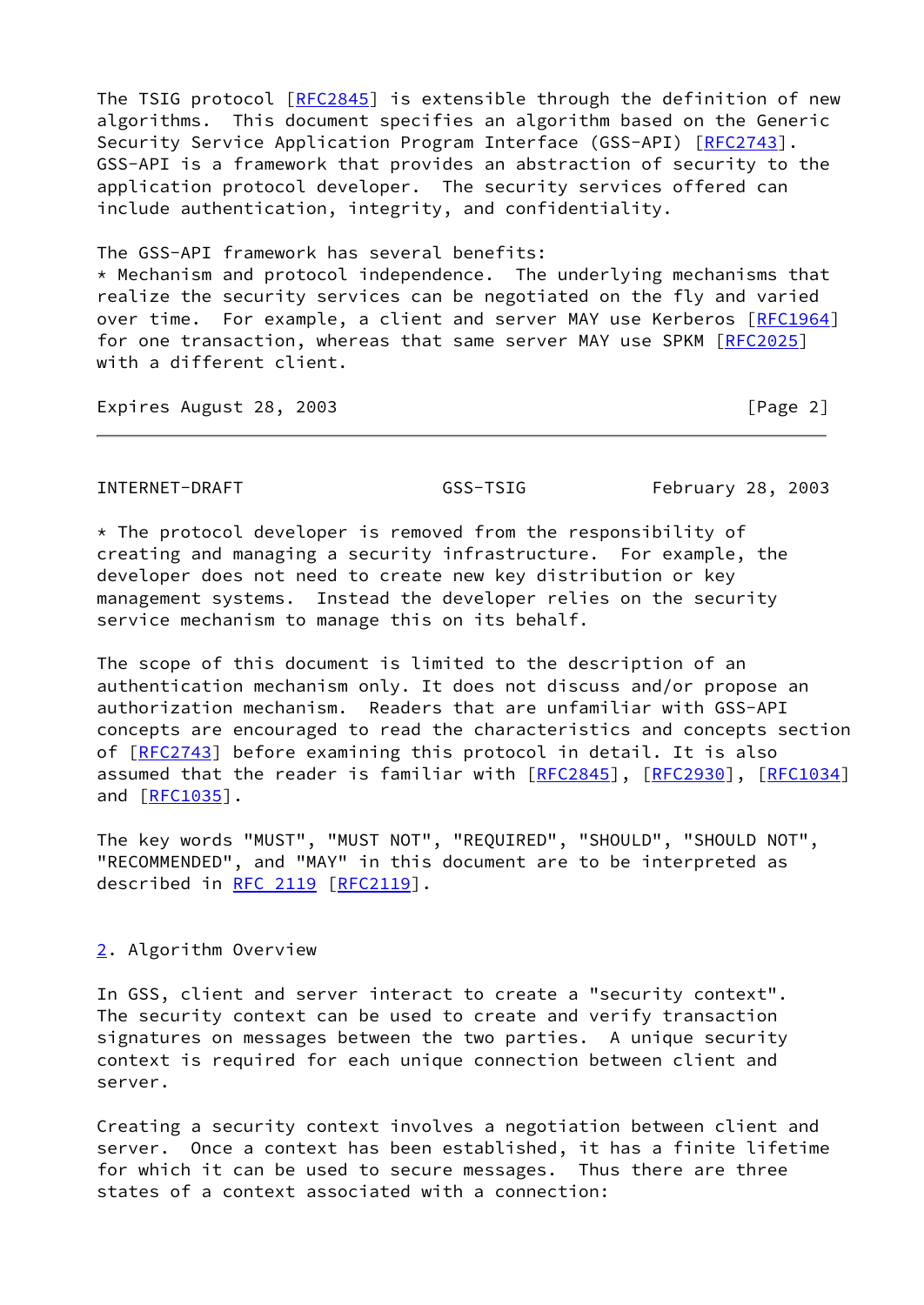The TSIG protocol [RFC2845] is extensible through the definition of new algorithms. This document specifies an algorithm based on the Generic Security Service Application Program Interface (GSS-API) [RFC2743]. GSS-API is a framework that provides an abstraction of security to the application protocol developer. The security services offered can include authentication, integrity, and confidentiality.

The GSS-API framework has several benefits:

* Mechanism and protocol independence. The underlying mechanisms that realize the security services can be negotiated on the fly and varied over time. For example, a client and server MAY use Kerberos [RFC1964] for one transaction, whereas that same server MAY use SPKM [RFC2025] with a different client.

* The protocol developer is removed from the responsibility of creating and managing a security infrastructure. For example, the developer does not need to create new key distribution or key management systems. Instead the developer relies on the security service mechanism to manage this on its behalf.

The scope of this document is limited to the description of an authentication mechanism only. It does not discuss and/or propose an authorization mechanism. Readers that are unfamiliar with GSS-API concepts are encouraged to read the characteristics and concepts section of [RFC2743] before examining this protocol in detail. It is also assumed that the reader is familiar with [RFC2845], [RFC2930], [RFC1034] and [RFC1035].

The key words "MUST", "MUST NOT", "REQUIRED", "SHOULD", "SHOULD NOT", "RECOMMENDED", and "MAY" in this document are to be interpreted as described in RFC 2119 [RFC2119].

## 2. Algorithm Overview

In GSS, client and server interact to create a "security context". The security context can be used to create and verify transaction signatures on messages between the two parties. A unique security context is required for each unique connection between client and server.

Creating a security context involves a negotiation between client and server. Once a context has been established, it has a finite lifetime for which it can be used to secure messages. Thus there are three states of a context associated with a connection: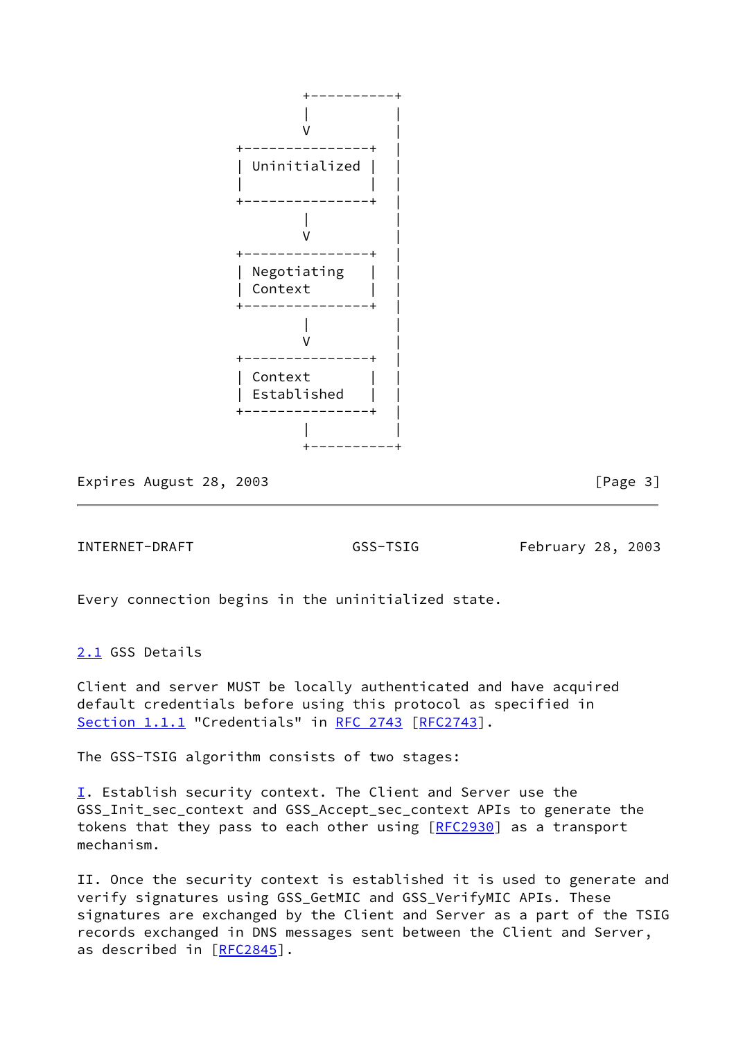```
                 +----------+
                 |          |
                 V          |
       +---------------+    |
       | Uninitialized |    |
       |               |    |
       +---------------+    |
                 |          |
                 V          |
       +---------------+    |
       | Negotiating   |    |
       | Context       |    |
       +---------------+    |
                 |          |
                 V          |
       +---------------+    |
       | Context       |    |
       | Established   |    |
       +---------------+    |
                 |          |
                 +----------+
```

Every connection begins in the uninitialized state.

## 2.1 GSS Details

Client and server MUST be locally authenticated and have acquired default credentials before using this protocol as specified in Section 1.1.1 "Credentials" in RFC 2743 [RFC2743].

The GSS-TSIG algorithm consists of two stages:

I. Establish security context. The Client and Server use the GSS_Init_sec_context and GSS_Accept_sec_context APIs to generate the tokens that they pass to each other using [RFC2930] as a transport mechanism.

II. Once the security context is established it is used to generate and verify signatures using GSS_GetMIC and GSS_VerifyMIC APIs. These signatures are exchanged by the Client and Server as a part of the TSIG records exchanged in DNS messages sent between the Client and Server, as described in [RFC2845].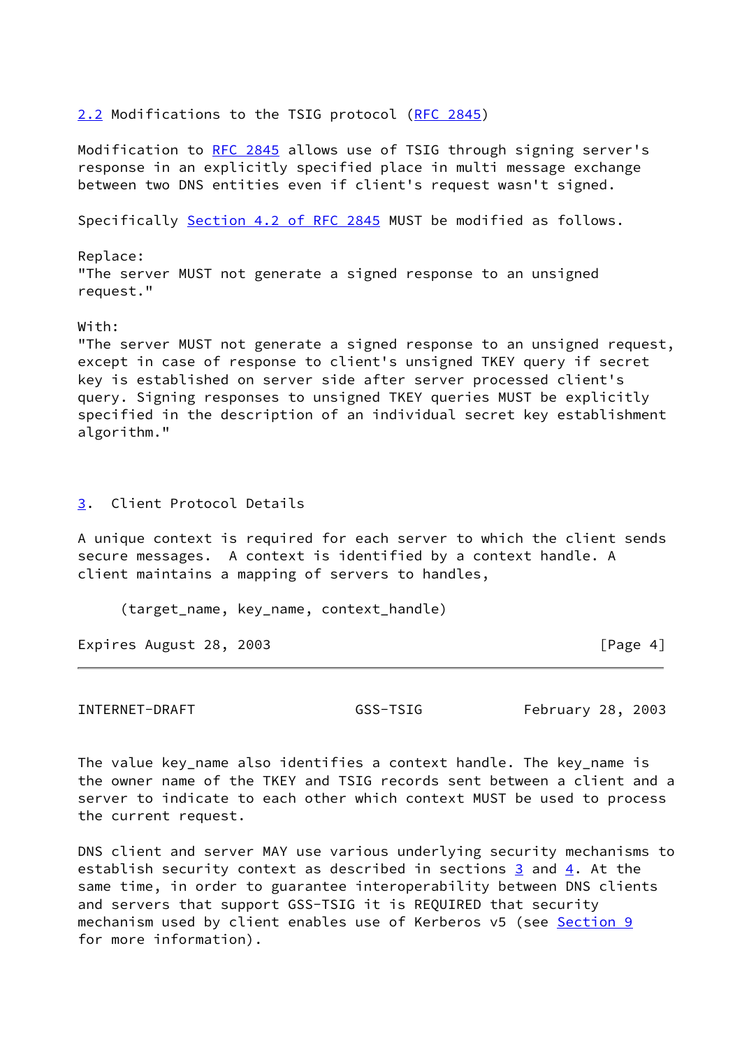## 2.2 Modifications to the TSIG protocol (RFC 2845)

Modification to RFC 2845 allows use of TSIG through signing server's response in an explicitly specified place in multi message exchange between two DNS entities even if client's request wasn't signed.

Specifically Section 4.2 of RFC 2845 MUST be modified as follows.

Replace:
"The server MUST not generate a signed response to an unsigned request."

With:
"The server MUST not generate a signed response to an unsigned request, except in case of response to client's unsigned TKEY query if secret key is established on server side after server processed client's query. Signing responses to unsigned TKEY queries MUST be explicitly specified in the description of an individual secret key establishment algorithm."

# 3. Client Protocol Details

A unique context is required for each server to which the client sends secure messages. A context is identified by a context handle. A client maintains a mapping of servers to handles,

```
     (target_name, key_name, context_handle)
```

The value key_name also identifies a context handle. The key_name is the owner name of the TKEY and TSIG records sent between a client and a server to indicate to each other which context MUST be used to process the current request.

DNS client and server MAY use various underlying security mechanisms to establish security context as described in sections 3 and 4. At the same time, in order to guarantee interoperability between DNS clients and servers that support GSS-TSIG it is REQUIRED that security mechanism used by client enables use of Kerberos v5 (see Section 9 for more information).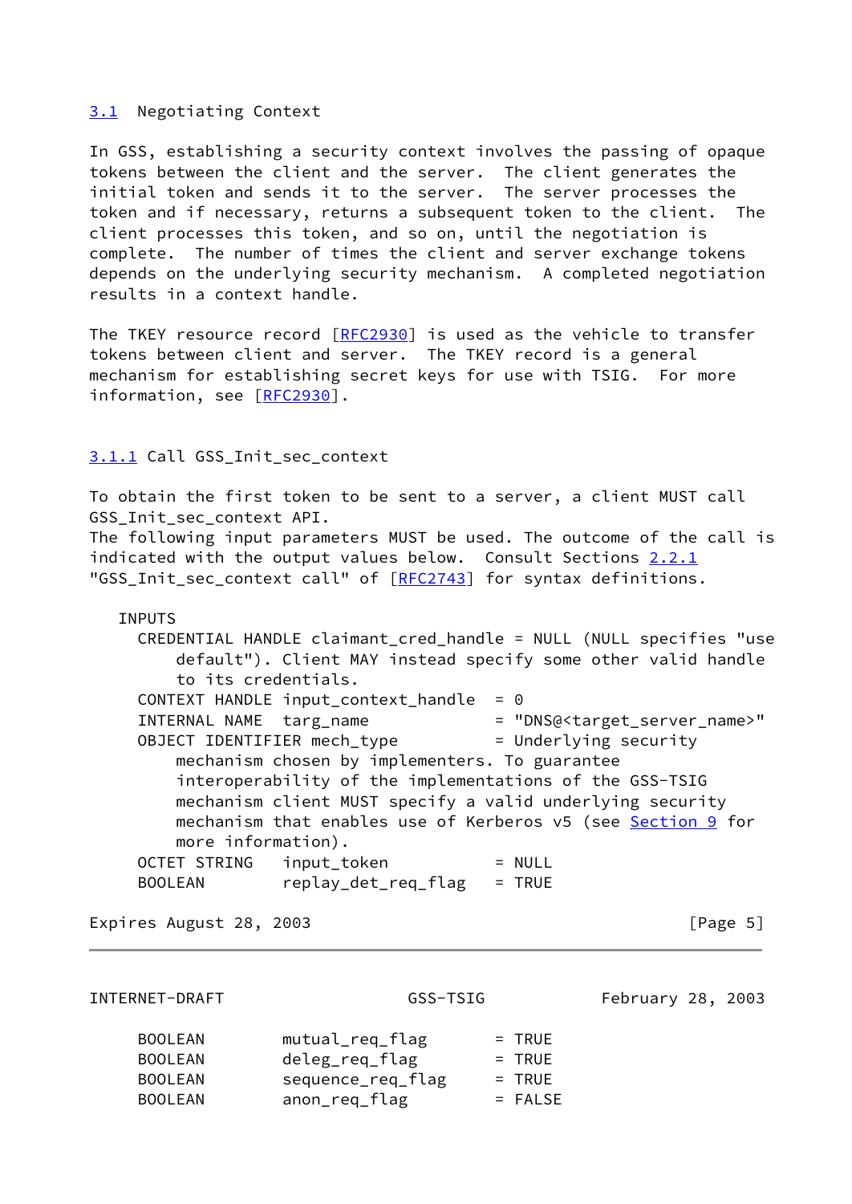## 3.1 Negotiating Context

In GSS, establishing a security context involves the passing of opaque tokens between the client and the server. The client generates the initial token and sends it to the server. The server processes the token and if necessary, returns a subsequent token to the client. The client processes this token, and so on, until the negotiation is complete. The number of times the client and server exchange tokens depends on the underlying security mechanism. A completed negotiation results in a context handle.

The TKEY resource record [RFC2930] is used as the vehicle to transfer tokens between client and server. The TKEY record is a general mechanism for establishing secret keys for use with TSIG. For more information, see [RFC2930].

### 3.1.1 Call GSS_Init_sec_context

To obtain the first token to be sent to a server, a client MUST call GSS_Init_sec_context API.
The following input parameters MUST be used. The outcome of the call is indicated with the output values below. Consult Sections 2.2.1 "GSS_Init_sec_context call" of [RFC2743] for syntax definitions.

```
   INPUTS
     CREDENTIAL HANDLE claimant_cred_handle = NULL (NULL specifies "use
         default"). Client MAY instead specify some other valid handle
         to its credentials.
     CONTEXT HANDLE input_context_handle  = 0
     INTERNAL NAME  targ_name             = "DNS@<target_server_name>"
     OBJECT IDENTIFIER mech_type          = Underlying security
         mechanism chosen by implementers. To guarantee
         interoperability of the implementations of the GSS-TSIG
         mechanism client MUST specify a valid underlying security
         mechanism that enables use of Kerberos v5 (see Section 9 for
         more information).
     OCTET STRING   input_token           = NULL
     BOOLEAN        replay_det_req_flag   = TRUE
     BOOLEAN        mutual_req_flag       = TRUE
     BOOLEAN        deleg_req_flag        = TRUE
     BOOLEAN        sequence_req_flag     = TRUE
     BOOLEAN        anon_req_flag         = FALSE
```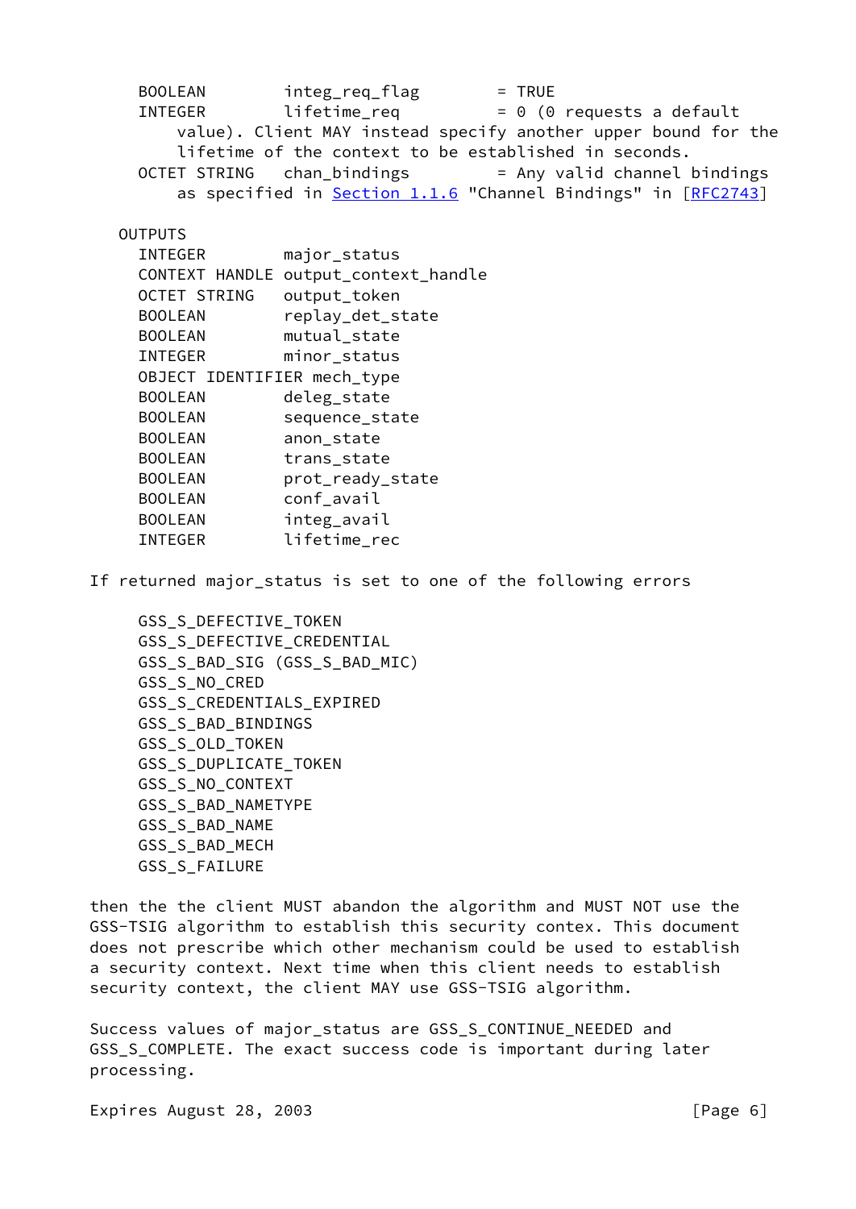```
     BOOLEAN        integ_req_flag        = TRUE
     INTEGER        lifetime_req          = 0 (0 requests a default
         value). Client MAY instead specify another upper bound for the
         lifetime of the context to be established in seconds.
     OCTET STRING   chan_bindings         = Any valid channel bindings
         as specified in Section 1.1.6 "Channel Bindings" in [RFC2743]

   OUTPUTS
     INTEGER        major_status
     CONTEXT HANDLE output_context_handle
     OCTET STRING   output_token
     BOOLEAN        replay_det_state
     BOOLEAN        mutual_state
     INTEGER        minor_status
     OBJECT IDENTIFIER mech_type
     BOOLEAN        deleg_state
     BOOLEAN        sequence_state
     BOOLEAN        anon_state
     BOOLEAN        trans_state
     BOOLEAN        prot_ready_state
     BOOLEAN        conf_avail
     BOOLEAN        integ_avail
     INTEGER        lifetime_rec
```

If returned major_status is set to one of the following errors

```
     GSS_S_DEFECTIVE_TOKEN
     GSS_S_DEFECTIVE_CREDENTIAL
     GSS_S_BAD_SIG (GSS_S_BAD_MIC)
     GSS_S_NO_CRED
     GSS_S_CREDENTIALS_EXPIRED
     GSS_S_BAD_BINDINGS
     GSS_S_OLD_TOKEN
     GSS_S_DUPLICATE_TOKEN
     GSS_S_NO_CONTEXT
     GSS_S_BAD_NAMETYPE
     GSS_S_BAD_NAME
     GSS_S_BAD_MECH
     GSS_S_FAILURE
```

then the the client MUST abandon the algorithm and MUST NOT use the GSS-TSIG algorithm to establish this security contex. This document does not prescribe which other mechanism could be used to establish a security context. Next time when this client needs to establish security context, the client MAY use GSS-TSIG algorithm.

Success values of major_status are GSS_S_CONTINUE_NEEDED and GSS_S_COMPLETE. The exact success code is important during later processing.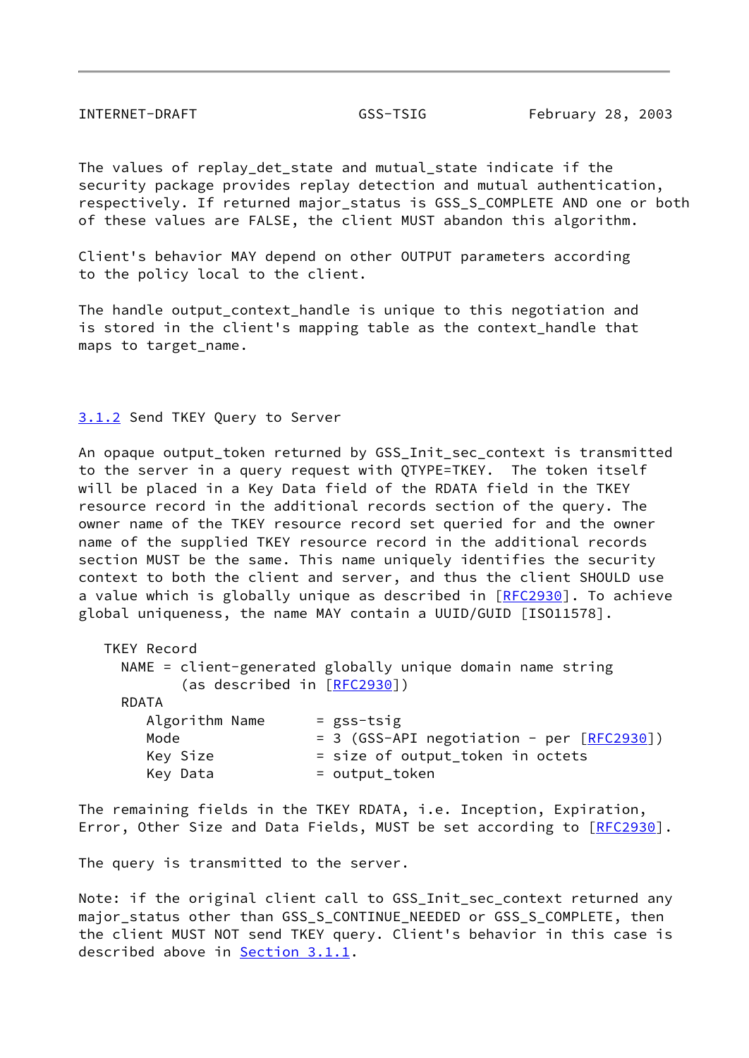The values of replay_det_state and mutual_state indicate if the security package provides replay detection and mutual authentication, respectively. If returned major_status is GSS_S_COMPLETE AND one or both of these values are FALSE, the client MUST abandon this algorithm.

Client's behavior MAY depend on other OUTPUT parameters according to the policy local to the client.

The handle output_context_handle is unique to this negotiation and is stored in the client's mapping table as the context_handle that maps to target_name.

### 3.1.2 Send TKEY Query to Server

An opaque output_token returned by GSS_Init_sec_context is transmitted to the server in a query request with QTYPE=TKEY. The token itself will be placed in a Key Data field of the RDATA field in the TKEY resource record in the additional records section of the query. The owner name of the TKEY resource record set queried for and the owner name of the supplied TKEY resource record in the additional records section MUST be the same. This name uniquely identifies the security context to both the client and server, and thus the client SHOULD use a value which is globally unique as described in [RFC2930]. To achieve global uniqueness, the name MAY contain a UUID/GUID [ISO11578].

```
   TKEY Record
     NAME = client-generated globally unique domain name string
            (as described in [RFC2930])
     RDATA
        Algorithm Name      = gss-tsig
        Mode                = 3 (GSS-API negotiation - per [RFC2930])
        Key Size            = size of output_token in octets
        Key Data            = output_token
```

The remaining fields in the TKEY RDATA, i.e. Inception, Expiration, Error, Other Size and Data Fields, MUST be set according to [RFC2930].

The query is transmitted to the server.

Note: if the original client call to GSS_Init_sec_context returned any major_status other than GSS_S_CONTINUE_NEEDED or GSS_S_COMPLETE, then the client MUST NOT send TKEY query. Client's behavior in this case is described above in Section 3.1.1.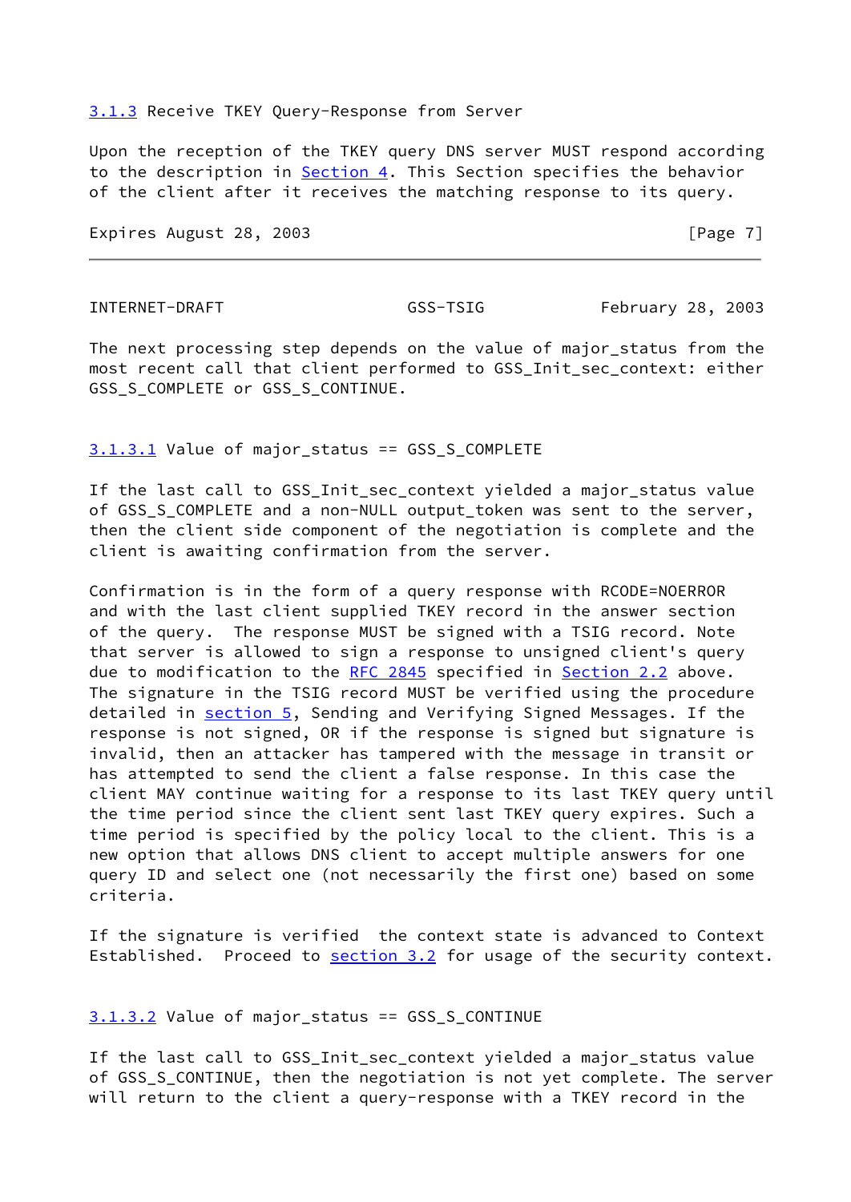### 3.1.3 Receive TKEY Query-Response from Server

Upon the reception of the TKEY query DNS server MUST respond according to the description in Section 4. This Section specifies the behavior of the client after it receives the matching response to its query.

The next processing step depends on the value of major_status from the most recent call that client performed to GSS_Init_sec_context: either GSS_S_COMPLETE or GSS_S_CONTINUE.

#### 3.1.3.1 Value of major_status == GSS_S_COMPLETE

If the last call to GSS_Init_sec_context yielded a major_status value of GSS_S_COMPLETE and a non-NULL output_token was sent to the server, then the client side component of the negotiation is complete and the client is awaiting confirmation from the server.

Confirmation is in the form of a query response with RCODE=NOERROR and with the last client supplied TKEY record in the answer section of the query. The response MUST be signed with a TSIG record. Note that server is allowed to sign a response to unsigned client's query due to modification to the RFC 2845 specified in Section 2.2 above. The signature in the TSIG record MUST be verified using the procedure detailed in section 5, Sending and Verifying Signed Messages. If the response is not signed, OR if the response is signed but signature is invalid, then an attacker has tampered with the message in transit or has attempted to send the client a false response. In this case the client MAY continue waiting for a response to its last TKEY query until the time period since the client sent last TKEY query expires. Such a time period is specified by the policy local to the client. This is a new option that allows DNS client to accept multiple answers for one query ID and select one (not necessarily the first one) based on some criteria.

If the signature is verified the context state is advanced to Context Established. Proceed to section 3.2 for usage of the security context.

#### 3.1.3.2 Value of major_status == GSS_S_CONTINUE

If the last call to GSS_Init_sec_context yielded a major_status value of GSS_S_CONTINUE, then the negotiation is not yet complete. The server will return to the client a query-response with a TKEY record in the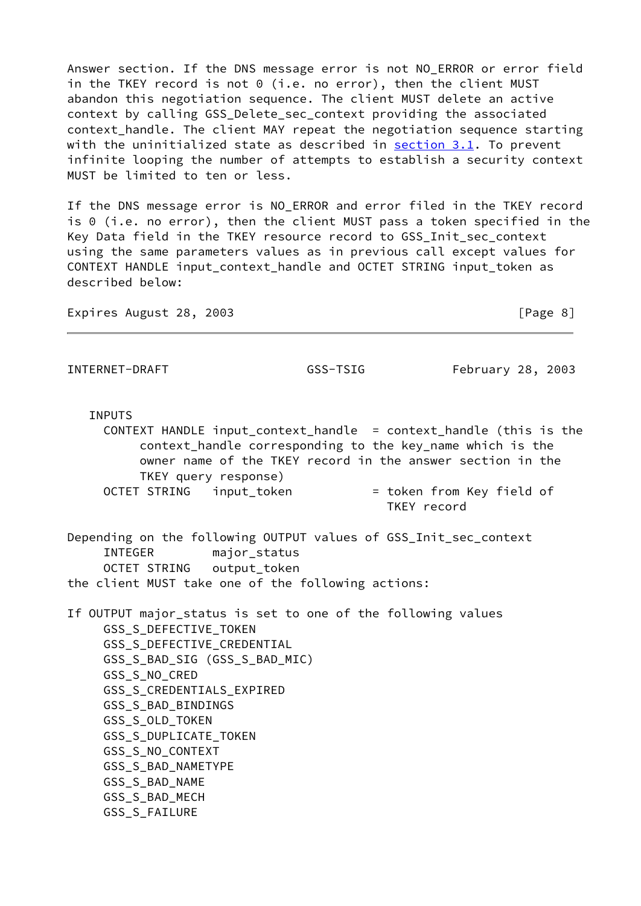Answer section. If the DNS message error is not NO_ERROR or error field in the TKEY record is not 0 (i.e. no error), then the client MUST abandon this negotiation sequence. The client MUST delete an active context by calling GSS_Delete_sec_context providing the associated context_handle. The client MAY repeat the negotiation sequence starting with the uninitialized state as described in section 3.1. To prevent infinite looping the number of attempts to establish a security context MUST be limited to ten or less.

If the DNS message error is NO_ERROR and error filed in the TKEY record is 0 (i.e. no error), then the client MUST pass a token specified in the Key Data field in the TKEY resource record to GSS_Init_sec_context using the same parameters values as in previous call except values for CONTEXT HANDLE input_context_handle and OCTET STRING input_token as described below:

```
   INPUTS
     CONTEXT HANDLE input_context_handle  = context_handle (this is the
          context_handle corresponding to the key_name which is the
          owner name of the TKEY record in the answer section in the
          TKEY query response)
     OCTET STRING   input_token           = token from Key field of
                                            TKEY record
```

Depending on the following OUTPUT values of GSS_Init_sec_context

```
     INTEGER        major_status
     OCTET STRING   output_token
```

the client MUST take one of the following actions:

If OUTPUT major_status is set to one of the following values

```
     GSS_S_DEFECTIVE_TOKEN
     GSS_S_DEFECTIVE_CREDENTIAL
     GSS_S_BAD_SIG (GSS_S_BAD_MIC)
     GSS_S_NO_CRED
     GSS_S_CREDENTIALS_EXPIRED
     GSS_S_BAD_BINDINGS
     GSS_S_OLD_TOKEN
     GSS_S_DUPLICATE_TOKEN
     GSS_S_NO_CONTEXT
     GSS_S_BAD_NAMETYPE
     GSS_S_BAD_NAME
     GSS_S_BAD_MECH
     GSS_S_FAILURE
```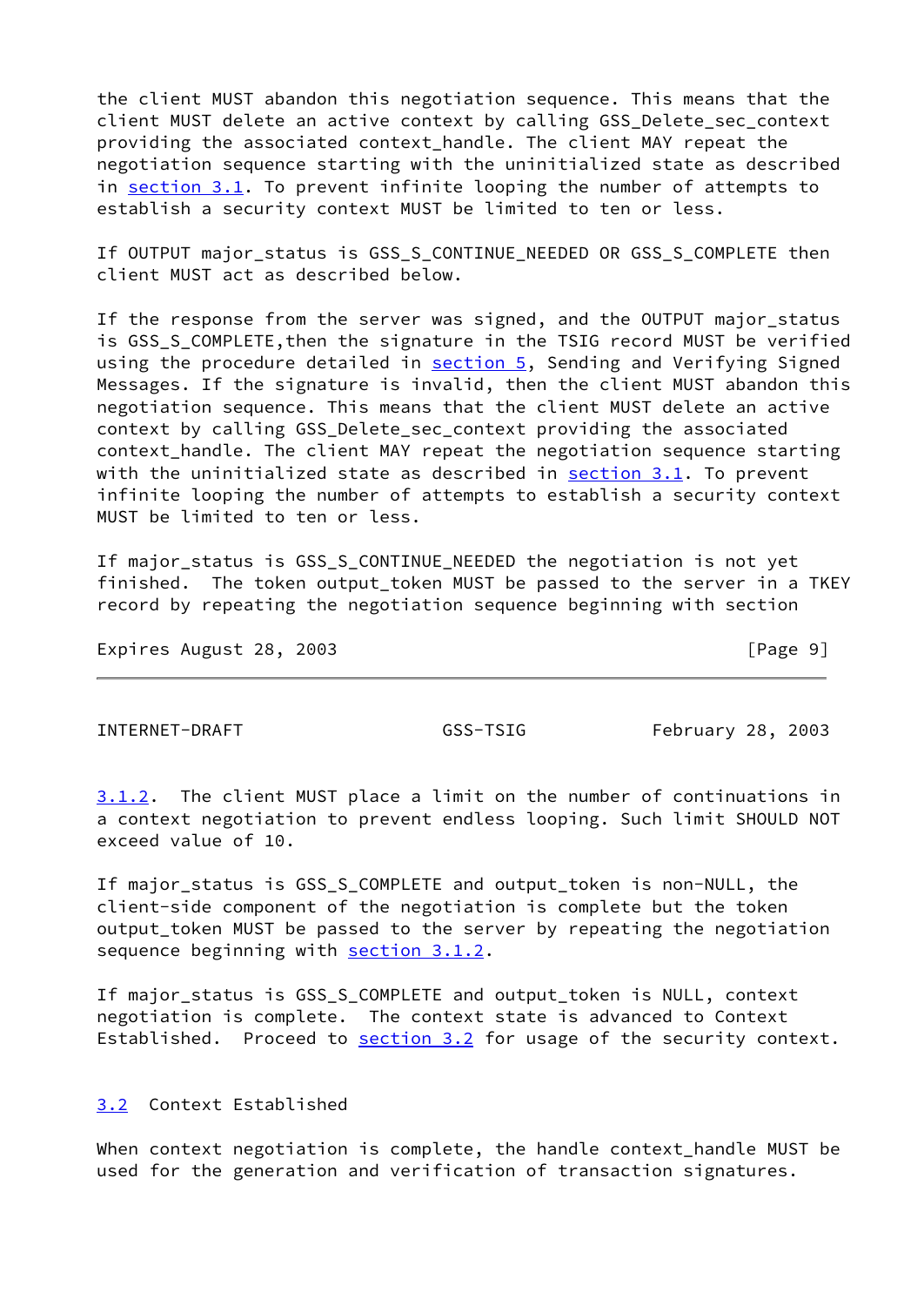the client MUST abandon this negotiation sequence. This means that the client MUST delete an active context by calling GSS_Delete_sec_context providing the associated context_handle. The client MAY repeat the negotiation sequence starting with the uninitialized state as described in section 3.1. To prevent infinite looping the number of attempts to establish a security context MUST be limited to ten or less.

If OUTPUT major_status is GSS_S_CONTINUE_NEEDED OR GSS_S_COMPLETE then client MUST act as described below.

If the response from the server was signed, and the OUTPUT major_status is GSS_S_COMPLETE,then the signature in the TSIG record MUST be verified using the procedure detailed in section 5, Sending and Verifying Signed Messages. If the signature is invalid, then the client MUST abandon this negotiation sequence. This means that the client MUST delete an active context by calling GSS_Delete_sec_context providing the associated context_handle. The client MAY repeat the negotiation sequence starting with the uninitialized state as described in section 3.1. To prevent infinite looping the number of attempts to establish a security context MUST be limited to ten or less.

If major_status is GSS_S_CONTINUE_NEEDED the negotiation is not yet finished. The token output_token MUST be passed to the server in a TKEY record by repeating the negotiation sequence beginning with section 3.1.2. The client MUST place a limit on the number of continuations in a context negotiation to prevent endless looping. Such limit SHOULD NOT exceed value of 10.

If major_status is GSS_S_COMPLETE and output_token is non-NULL, the client-side component of the negotiation is complete but the token output_token MUST be passed to the server by repeating the negotiation sequence beginning with section 3.1.2.

If major_status is GSS_S_COMPLETE and output_token is NULL, context negotiation is complete. The context state is advanced to Context Established. Proceed to section 3.2 for usage of the security context.

## 3.2 Context Established

When context negotiation is complete, the handle context_handle MUST be used for the generation and verification of transaction signatures.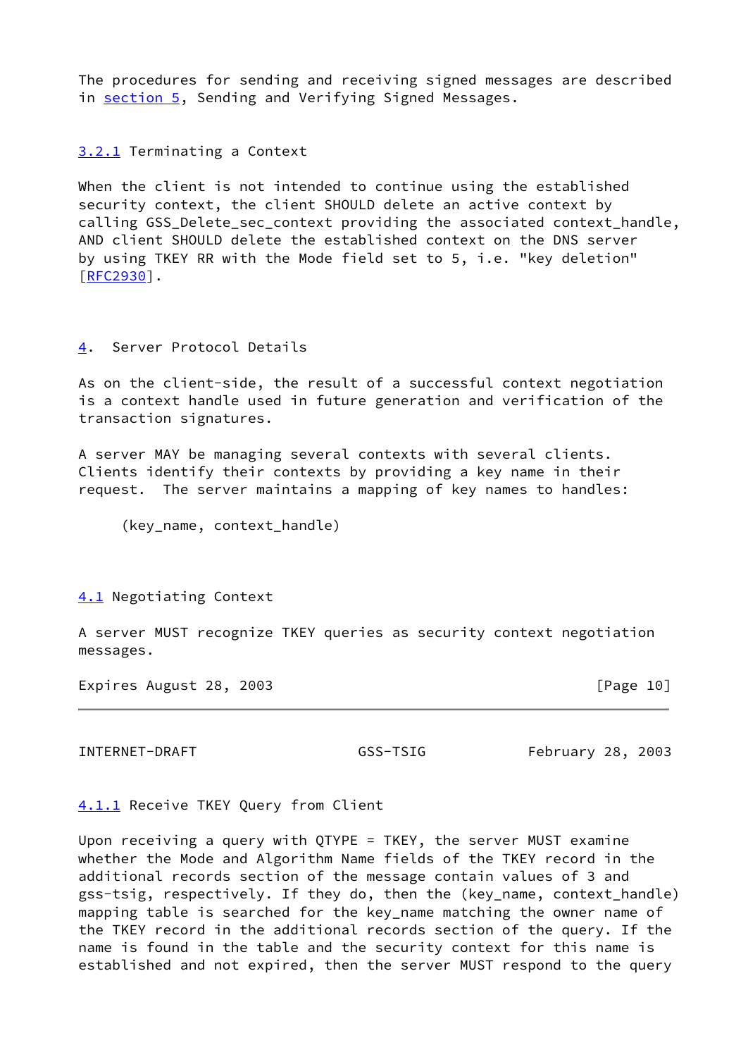The procedures for sending and receiving signed messages are described in section 5, Sending and Verifying Signed Messages.

### 3.2.1 Terminating a Context

When the client is not intended to continue using the established security context, the client SHOULD delete an active context by calling GSS_Delete_sec_context providing the associated context_handle, AND client SHOULD delete the established context on the DNS server by using TKEY RR with the Mode field set to 5, i.e. "key deletion" [RFC2930].

## 4. Server Protocol Details

As on the client-side, the result of a successful context negotiation is a context handle used in future generation and verification of the transaction signatures.

A server MAY be managing several contexts with several clients. Clients identify their contexts by providing a key name in their request. The server maintains a mapping of key names to handles:

```
(key_name, context_handle)
```

### 4.1 Negotiating Context

A server MUST recognize TKEY queries as security context negotiation messages.

#### 4.1.1 Receive TKEY Query from Client

Upon receiving a query with QTYPE = TKEY, the server MUST examine whether the Mode and Algorithm Name fields of the TKEY record in the additional records section of the message contain values of 3 and gss-tsig, respectively. If they do, then the (key_name, context_handle) mapping table is searched for the key_name matching the owner name of the TKEY record in the additional records section of the query. If the name is found in the table and the security context for this name is established and not expired, then the server MUST respond to the query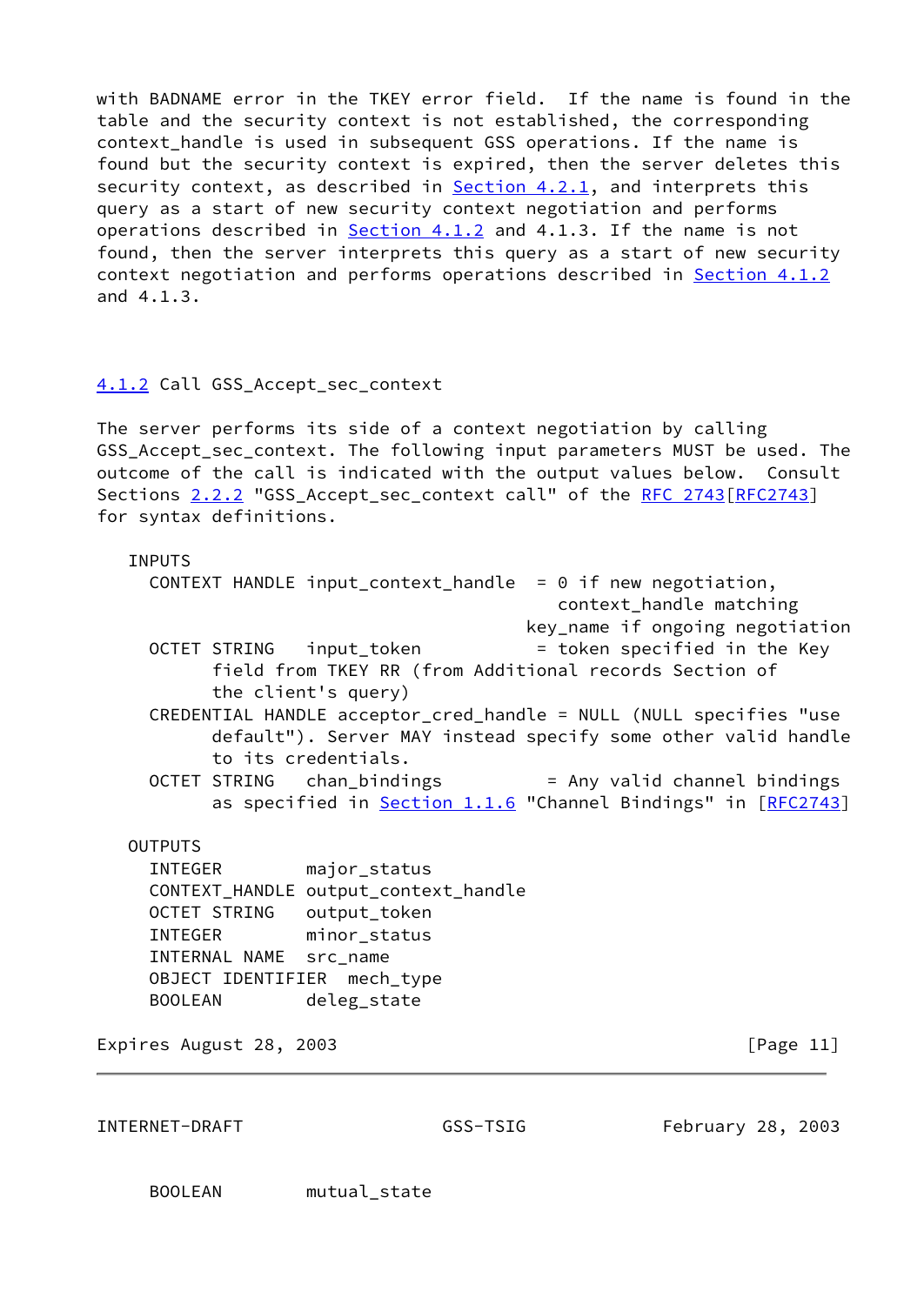with BADNAME error in the TKEY error field. If the name is found in the table and the security context is not established, the corresponding context_handle is used in subsequent GSS operations. If the name is found but the security context is expired, then the server deletes this security context, as described in Section 4.2.1, and interprets this query as a start of new security context negotiation and performs operations described in Section 4.1.2 and 4.1.3. If the name is not found, then the server interprets this query as a start of new security context negotiation and performs operations described in Section 4.1.2 and 4.1.3.

### 4.1.2 Call GSS_Accept_sec_context

The server performs its side of a context negotiation by calling GSS_Accept_sec_context. The following input parameters MUST be used. The outcome of the call is indicated with the output values below. Consult Sections 2.2.2 "GSS_Accept_sec_context call" of the RFC 2743[RFC2743] for syntax definitions.

```
   INPUTS
     CONTEXT HANDLE input_context_handle  = 0 if new negotiation,
                                              context_handle matching
                                           key_name if ongoing negotiation
     OCTET STRING   input_token            = token specified in the Key
           field from TKEY RR (from Additional records Section of
           the client's query)
     CREDENTIAL HANDLE acceptor_cred_handle = NULL (NULL specifies "use
           default"). Server MAY instead specify some other valid handle
           to its credentials.
     OCTET STRING   chan_bindings           = Any valid channel bindings
           as specified in Section 1.1.6 "Channel Bindings" in [RFC2743]

   OUTPUTS
     INTEGER        major_status
     CONTEXT_HANDLE output_context_handle
     OCTET STRING   output_token
     INTEGER        minor_status
     INTERNAL NAME  src_name
     OBJECT IDENTIFIER  mech_type
     BOOLEAN        deleg_state
     BOOLEAN        mutual_state
```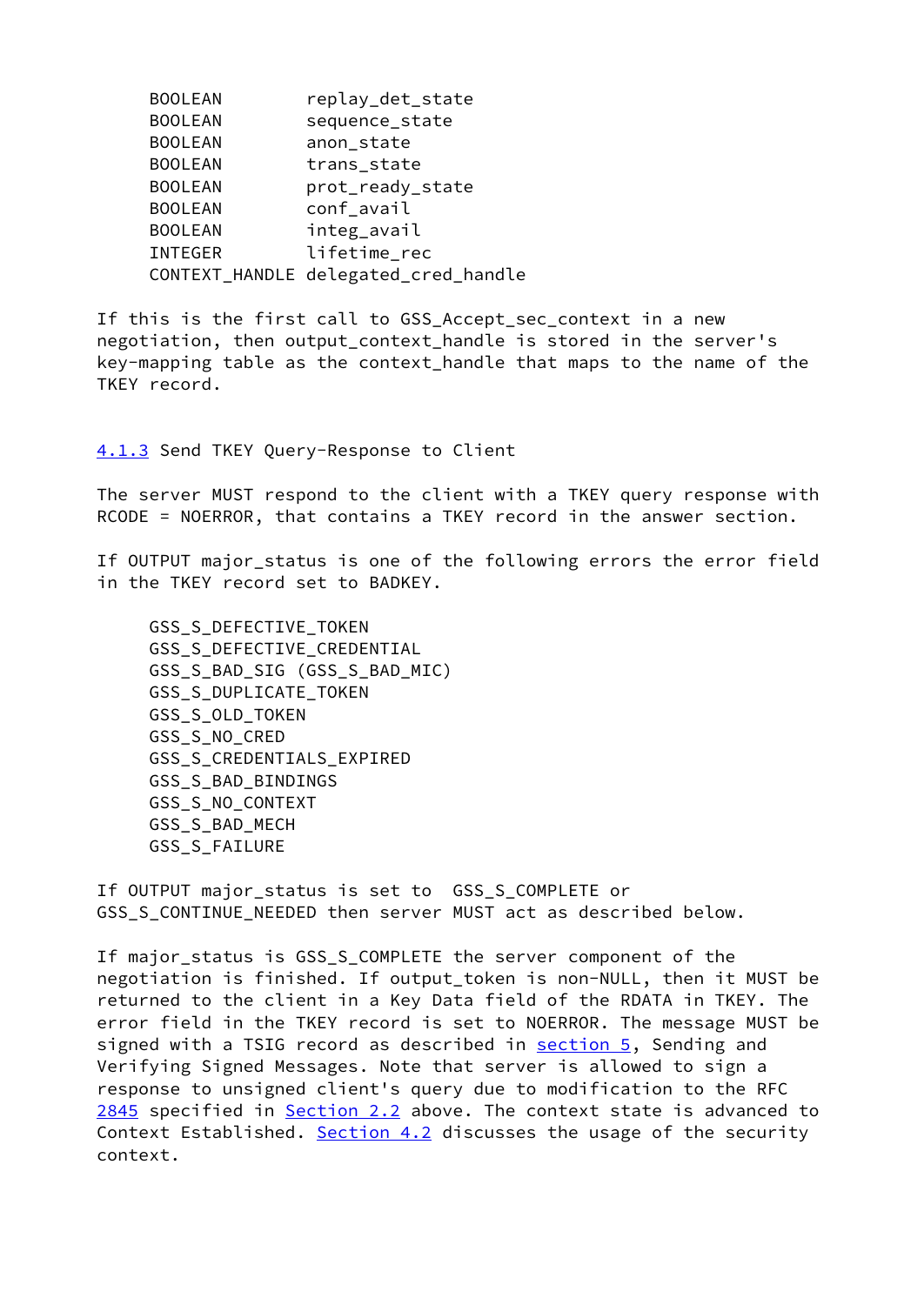```
BOOLEAN        replay_det_state
BOOLEAN        sequence_state
BOOLEAN        anon_state
BOOLEAN        trans_state
BOOLEAN        prot_ready_state
BOOLEAN        conf_avail
BOOLEAN        integ_avail
INTEGER        lifetime_rec
CONTEXT_HANDLE delegated_cred_handle
```

If this is the first call to GSS_Accept_sec_context in a new negotiation, then output_context_handle is stored in the server's key-mapping table as the context_handle that maps to the name of the TKEY record.

### 4.1.3 Send TKEY Query-Response to Client

The server MUST respond to the client with a TKEY query response with RCODE = NOERROR, that contains a TKEY record in the answer section.

If OUTPUT major_status is one of the following errors the error field in the TKEY record set to BADKEY.

```
GSS_S_DEFECTIVE_TOKEN
GSS_S_DEFECTIVE_CREDENTIAL
GSS_S_BAD_SIG (GSS_S_BAD_MIC)
GSS_S_DUPLICATE_TOKEN
GSS_S_OLD_TOKEN
GSS_S_NO_CRED
GSS_S_CREDENTIALS_EXPIRED
GSS_S_BAD_BINDINGS
GSS_S_NO_CONTEXT
GSS_S_BAD_MECH
GSS_S_FAILURE
```

If OUTPUT major_status is set to  GSS_S_COMPLETE or GSS_S_CONTINUE_NEEDED then server MUST act as described below.

If major_status is GSS_S_COMPLETE the server component of the negotiation is finished. If output_token is non-NULL, then it MUST be returned to the client in a Key Data field of the RDATA in TKEY. The error field in the TKEY record is set to NOERROR. The message MUST be signed with a TSIG record as described in section 5, Sending and Verifying Signed Messages. Note that server is allowed to sign a response to unsigned client's query due to modification to the RFC 2845 specified in Section 2.2 above. The context state is advanced to Context Established. Section 4.2 discusses the usage of the security context.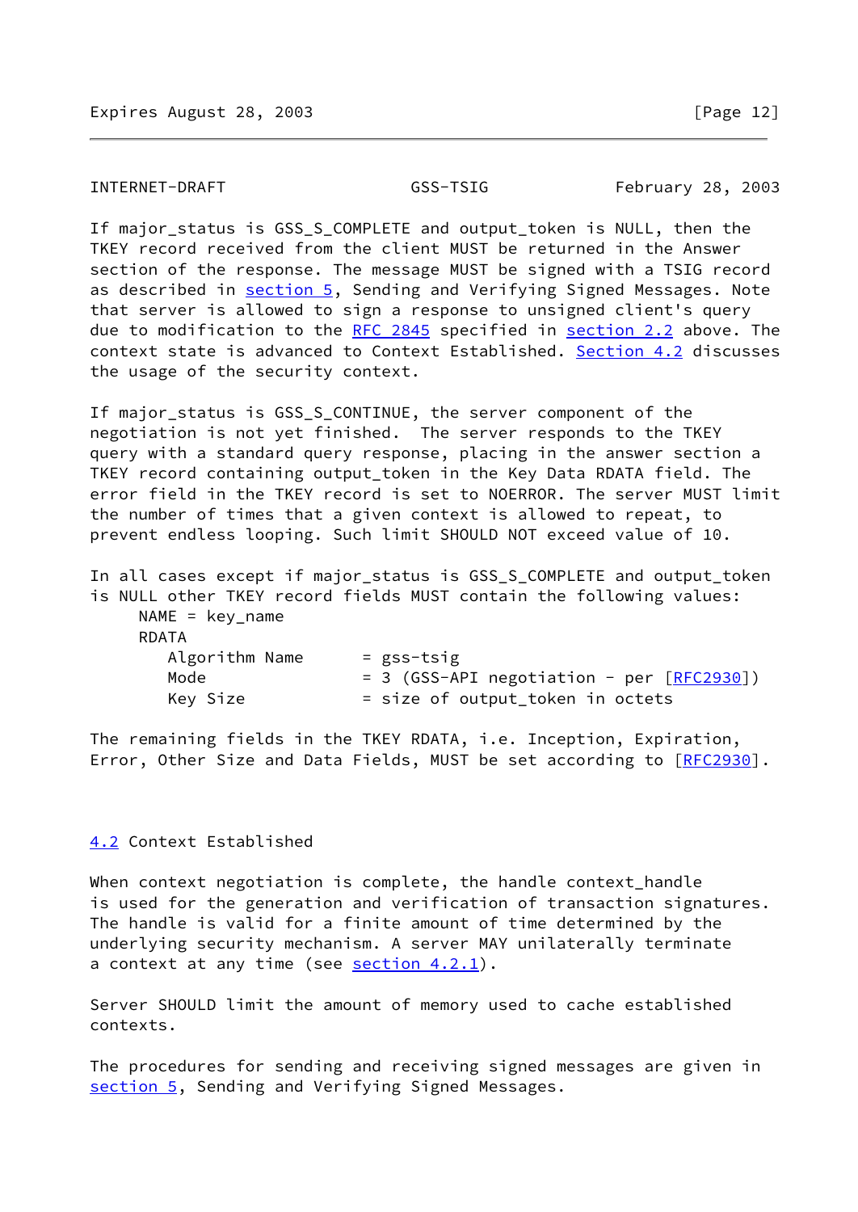If major_status is GSS_S_COMPLETE and output_token is NULL, then the TKEY record received from the client MUST be returned in the Answer section of the response. The message MUST be signed with a TSIG record as described in section 5, Sending and Verifying Signed Messages. Note that server is allowed to sign a response to unsigned client's query due to modification to the RFC 2845 specified in section 2.2 above. The context state is advanced to Context Established. Section 4.2 discusses the usage of the security context.

If major_status is GSS_S_CONTINUE, the server component of the negotiation is not yet finished. The server responds to the TKEY query with a standard query response, placing in the answer section a TKEY record containing output_token in the Key Data RDATA field. The error field in the TKEY record is set to NOERROR. The server MUST limit the number of times that a given context is allowed to repeat, to prevent endless looping. Such limit SHOULD NOT exceed value of 10.

In all cases except if major_status is GSS_S_COMPLETE and output_token is NULL other TKEY record fields MUST contain the following values:

```
     NAME = key_name
     RDATA
        Algorithm Name      = gss-tsig
        Mode                = 3 (GSS-API negotiation - per [RFC2930])
        Key Size            = size of output_token in octets
```

The remaining fields in the TKEY RDATA, i.e. Inception, Expiration, Error, Other Size and Data Fields, MUST be set according to [RFC2930].

## 4.2 Context Established

When context negotiation is complete, the handle context_handle is used for the generation and verification of transaction signatures. The handle is valid for a finite amount of time determined by the underlying security mechanism. A server MAY unilaterally terminate a context at any time (see section 4.2.1).

Server SHOULD limit the amount of memory used to cache established contexts.

The procedures for sending and receiving signed messages are given in section 5, Sending and Verifying Signed Messages.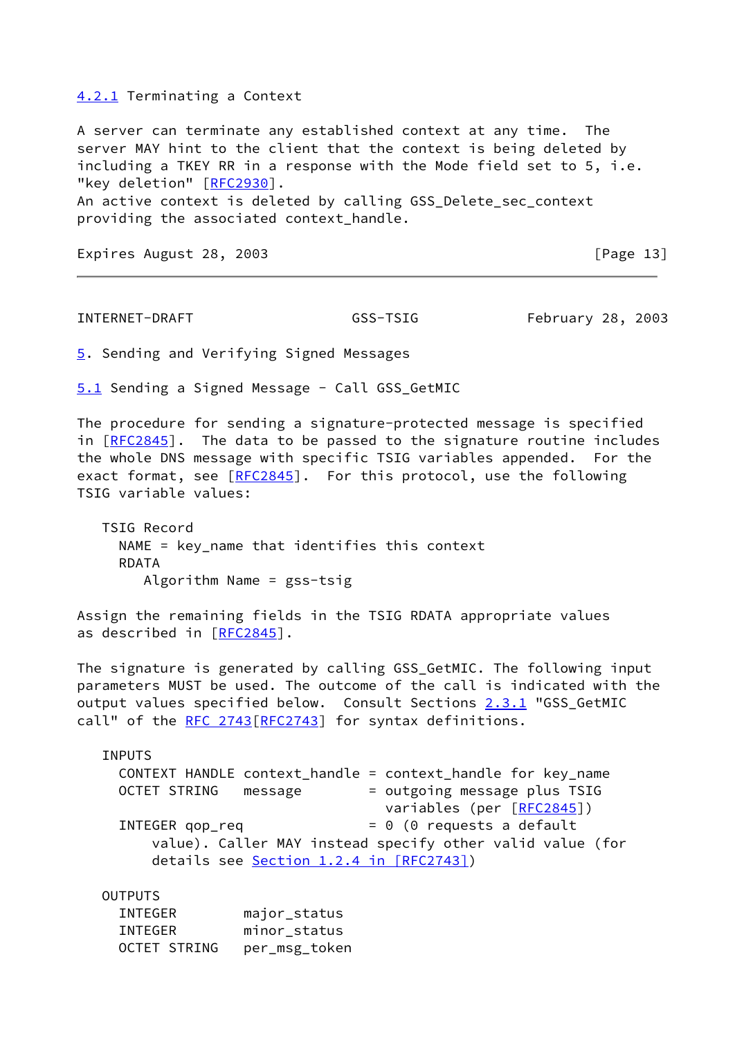### 4.2.1 Terminating a Context

A server can terminate any established context at any time. The server MAY hint to the client that the context is being deleted by including a TKEY RR in a response with the Mode field set to 5, i.e. "key deletion" [RFC2930].
An active context is deleted by calling GSS_Delete_sec_context providing the associated context_handle.

## 5. Sending and Verifying Signed Messages

### 5.1 Sending a Signed Message - Call GSS_GetMIC

The procedure for sending a signature-protected message is specified in [RFC2845]. The data to be passed to the signature routine includes the whole DNS message with specific TSIG variables appended. For the exact format, see [RFC2845]. For this protocol, use the following TSIG variable values:

```
   TSIG Record
     NAME = key_name that identifies this context
     RDATA
        Algorithm Name = gss-tsig
```

Assign the remaining fields in the TSIG RDATA appropriate values as described in [RFC2845].

The signature is generated by calling GSS_GetMIC. The following input parameters MUST be used. The outcome of the call is indicated with the output values specified below. Consult Sections 2.3.1 "GSS_GetMIC call" of the RFC 2743[RFC2743] for syntax definitions.

```
   INPUTS
     CONTEXT HANDLE context_handle = context_handle for key_name
     OCTET STRING   message        = outgoing message plus TSIG
                                     variables (per [RFC2845])
     INTEGER qop_req               = 0 (0 requests a default
         value). Caller MAY instead specify other valid value (for
         details see Section 1.2.4 in [RFC2743])

   OUTPUTS
     INTEGER        major_status
     INTEGER        minor_status
     OCTET STRING   per_msg_token
```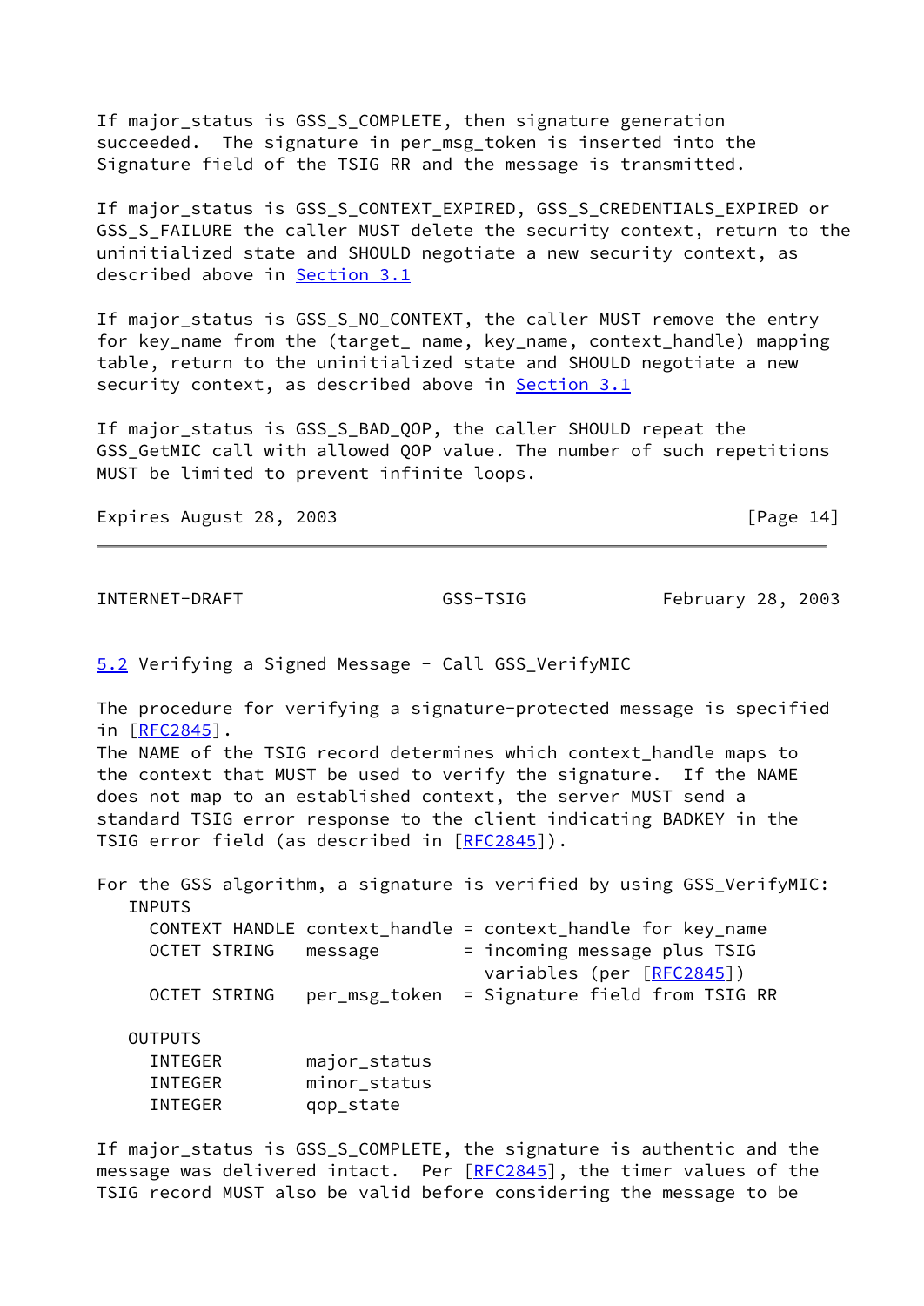If major_status is GSS_S_COMPLETE, then signature generation succeeded. The signature in per_msg_token is inserted into the Signature field of the TSIG RR and the message is transmitted.

If major_status is GSS_S_CONTEXT_EXPIRED, GSS_S_CREDENTIALS_EXPIRED or GSS_S_FAILURE the caller MUST delete the security context, return to the uninitialized state and SHOULD negotiate a new security context, as described above in Section 3.1

If major_status is GSS_S_NO_CONTEXT, the caller MUST remove the entry for key_name from the (target_ name, key_name, context_handle) mapping table, return to the uninitialized state and SHOULD negotiate a new security context, as described above in Section 3.1

If major_status is GSS_S_BAD_QOP, the caller SHOULD repeat the GSS_GetMIC call with allowed QOP value. The number of such repetitions MUST be limited to prevent infinite loops.

## 5.2 Verifying a Signed Message - Call GSS_VerifyMIC

The procedure for verifying a signature-protected message is specified in [RFC2845].
The NAME of the TSIG record determines which context_handle maps to the context that MUST be used to verify the signature. If the NAME does not map to an established context, the server MUST send a standard TSIG error response to the client indicating BADKEY in the TSIG error field (as described in [RFC2845]).

For the GSS algorithm, a signature is verified by using GSS_VerifyMIC:

```
   INPUTS
     CONTEXT HANDLE context_handle = context_handle for key_name
     OCTET STRING   message        = incoming message plus TSIG
                                     variables (per [RFC2845])
     OCTET STRING   per_msg_token  = Signature field from TSIG RR

   OUTPUTS
     INTEGER        major_status
     INTEGER        minor_status
     INTEGER        qop_state
```

If major_status is GSS_S_COMPLETE, the signature is authentic and the message was delivered intact. Per [RFC2845], the timer values of the TSIG record MUST also be valid before considering the message to be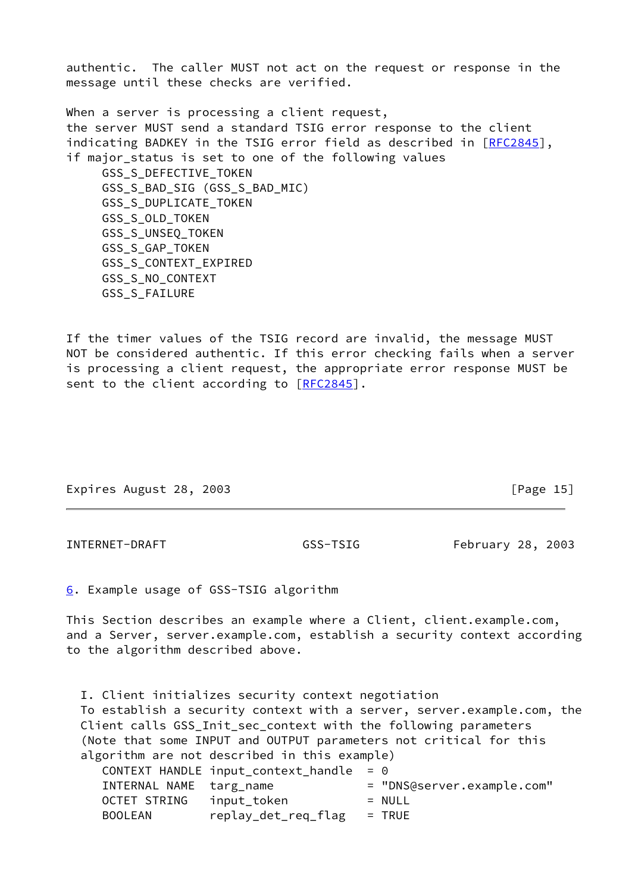authentic. The caller MUST not act on the request or response in the message until these checks are verified.

When a server is processing a client request, the server MUST send a standard TSIG error response to the client indicating BADKEY in the TSIG error field as described in [RFC2845], if major_status is set to one of the following values

- GSS_S_DEFECTIVE_TOKEN
- GSS_S_BAD_SIG (GSS_S_BAD_MIC)
- GSS_S_DUPLICATE_TOKEN
- GSS_S_OLD_TOKEN
- GSS_S_UNSEQ_TOKEN
- GSS_S_GAP_TOKEN
- GSS_S_CONTEXT_EXPIRED
- GSS_S_NO_CONTEXT
- GSS_S_FAILURE

If the timer values of the TSIG record are invalid, the message MUST NOT be considered authentic. If this error checking fails when a server is processing a client request, the appropriate error response MUST be sent to the client according to [RFC2845].

## 6. Example usage of GSS-TSIG algorithm

This Section describes an example where a Client, client.example.com, and a Server, server.example.com, establish a security context according to the algorithm described above.

I. Client initializes security context negotiation

To establish a security context with a server, server.example.com, the Client calls GSS_Init_sec_context with the following parameters (Note that some INPUT and OUTPUT parameters not critical for this algorithm are not described in this example)

```
   CONTEXT HANDLE input_context_handle  = 0
   INTERNAL NAME  targ_name             = "DNS@server.example.com"
   OCTET STRING   input_token           = NULL
   BOOLEAN        replay_det_req_flag   = TRUE
```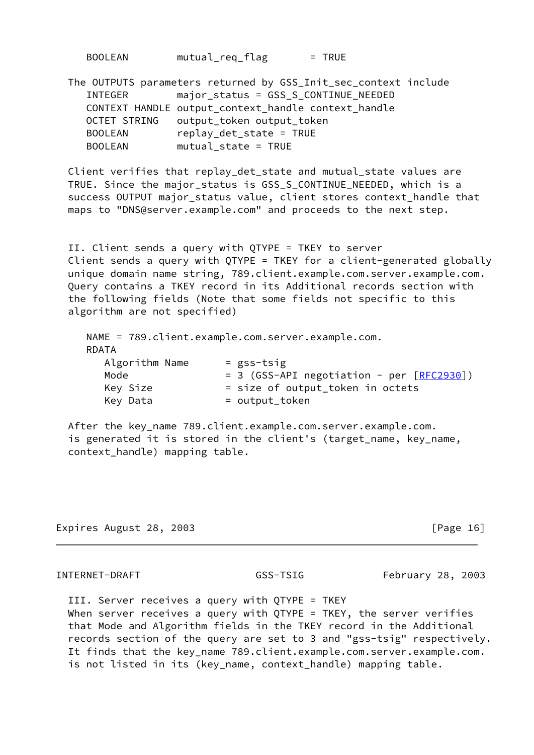```
   BOOLEAN        mutual_req_flag       = TRUE
```

The OUTPUTS parameters returned by GSS_Init_sec_context include

```
   INTEGER        major_status = GSS_S_CONTINUE_NEEDED
   CONTEXT HANDLE output_context_handle context_handle
   OCTET STRING   output_token output_token
   BOOLEAN        replay_det_state = TRUE
   BOOLEAN        mutual_state = TRUE
```

Client verifies that replay_det_state and mutual_state values are TRUE. Since the major_status is GSS_S_CONTINUE_NEEDED, which is a success OUTPUT major_status value, client stores context_handle that maps to "DNS@server.example.com" and proceeds to the next step.

II. Client sends a query with QTYPE = TKEY to server
Client sends a query with QTYPE = TKEY for a client-generated globally unique domain name string, 789.client.example.com.server.example.com. Query contains a TKEY record in its Additional records section with the following fields (Note that some fields not specific to this algorithm are not specified)

```
   NAME = 789.client.example.com.server.example.com.
   RDATA
      Algorithm Name      = gss-tsig
      Mode                = 3 (GSS-API negotiation - per [RFC2930])
      Key Size            = size of output_token in octets
      Key Data            = output_token
```

After the key_name 789.client.example.com.server.example.com. is generated it is stored in the client's (target_name, key_name, context_handle) mapping table.

III. Server receives a query with QTYPE = TKEY
When server receives a query with QTYPE = TKEY, the server verifies that Mode and Algorithm fields in the TKEY record in the Additional records section of the query are set to 3 and "gss-tsig" respectively. It finds that the key_name 789.client.example.com.server.example.com. is not listed in its (key_name, context_handle) mapping table.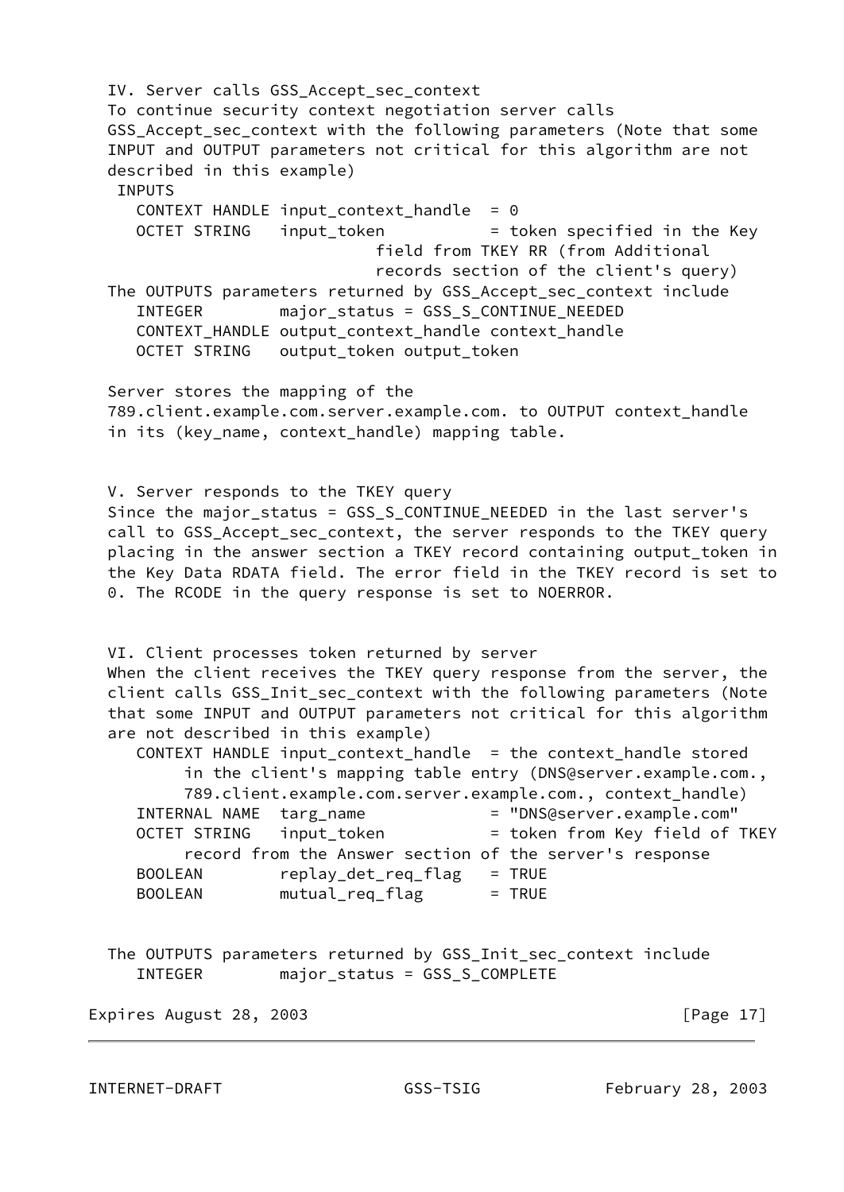IV. Server calls GSS_Accept_sec_context

To continue security context negotiation server calls GSS_Accept_sec_context with the following parameters (Note that some INPUT and OUTPUT parameters not critical for this algorithm are not described in this example)

```
 INPUTS
   CONTEXT HANDLE input_context_handle  = 0
   OCTET STRING   input_token           = token specified in the Key
                            field from TKEY RR (from Additional
                            records section of the client's query)
```

The OUTPUTS parameters returned by GSS_Accept_sec_context include

```
   INTEGER        major_status = GSS_S_CONTINUE_NEEDED
   CONTEXT_HANDLE output_context_handle context_handle
   OCTET STRING   output_token output_token
```

Server stores the mapping of the 789.client.example.com.server.example.com. to OUTPUT context_handle in its (key_name, context_handle) mapping table.

V. Server responds to the TKEY query

Since the major_status = GSS_S_CONTINUE_NEEDED in the last server's call to GSS_Accept_sec_context, the server responds to the TKEY query placing in the answer section a TKEY record containing output_token in the Key Data RDATA field. The error field in the TKEY record is set to 0. The RCODE in the query response is set to NOERROR.

VI. Client processes token returned by server

When the client receives the TKEY query response from the server, the client calls GSS_Init_sec_context with the following parameters (Note that some INPUT and OUTPUT parameters not critical for this algorithm are not described in this example)

```
   CONTEXT HANDLE input_context_handle  = the context_handle stored
        in the client's mapping table entry (DNS@server.example.com.,
        789.client.example.com.server.example.com., context_handle)
   INTERNAL NAME  targ_name             = "DNS@server.example.com"
   OCTET STRING   input_token           = token from Key field of TKEY
        record from the Answer section of the server's response
   BOOLEAN        replay_det_req_flag   = TRUE
   BOOLEAN        mutual_req_flag       = TRUE
```

The OUTPUTS parameters returned by GSS_Init_sec_context include

```
   INTEGER        major_status = GSS_S_COMPLETE
```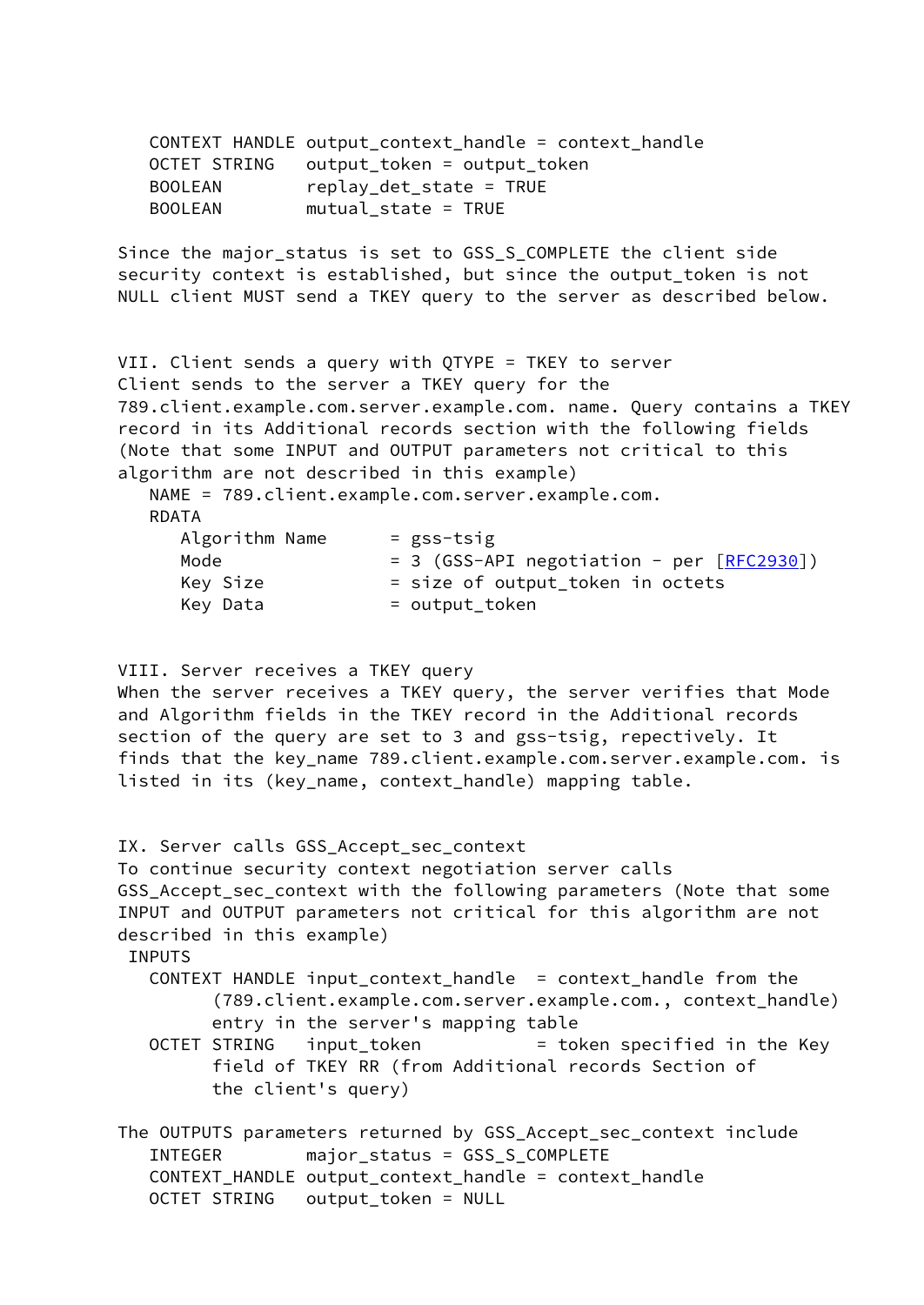```
   CONTEXT HANDLE output_context_handle = context_handle
   OCTET STRING   output_token = output_token
   BOOLEAN        replay_det_state = TRUE
   BOOLEAN        mutual_state = TRUE
```

Since the major_status is set to GSS_S_COMPLETE the client side security context is established, but since the output_token is not NULL client MUST send a TKEY query to the server as described below.

VII. Client sends a query with QTYPE = TKEY to server

Client sends to the server a TKEY query for the 789.client.example.com.server.example.com. name. Query contains a TKEY record in its Additional records section with the following fields (Note that some INPUT and OUTPUT parameters not critical to this algorithm are not described in this example)

```
   NAME = 789.client.example.com.server.example.com.
   RDATA
      Algorithm Name      = gss-tsig
      Mode                = 3 (GSS-API negotiation - per [RFC2930])
      Key Size            = size of output_token in octets
      Key Data            = output_token
```

VIII. Server receives a TKEY query

When the server receives a TKEY query, the server verifies that Mode and Algorithm fields in the TKEY record in the Additional records section of the query are set to 3 and gss-tsig, repectively. It finds that the key_name 789.client.example.com.server.example.com. is listed in its (key_name, context_handle) mapping table.

IX. Server calls GSS_Accept_sec_context

To continue security context negotiation server calls GSS_Accept_sec_context with the following parameters (Note that some INPUT and OUTPUT parameters not critical for this algorithm are not described in this example)

```
 INPUTS
   CONTEXT HANDLE input_context_handle  = context_handle from the
         (789.client.example.com.server.example.com., context_handle)
         entry in the server's mapping table
   OCTET STRING   input_token           = token specified in the Key
         field of TKEY RR (from Additional records Section of
         the client's query)
```

The OUTPUTS parameters returned by GSS_Accept_sec_context include

```
   INTEGER        major_status = GSS_S_COMPLETE
   CONTEXT_HANDLE output_context_handle = context_handle
   OCTET STRING   output_token = NULL
```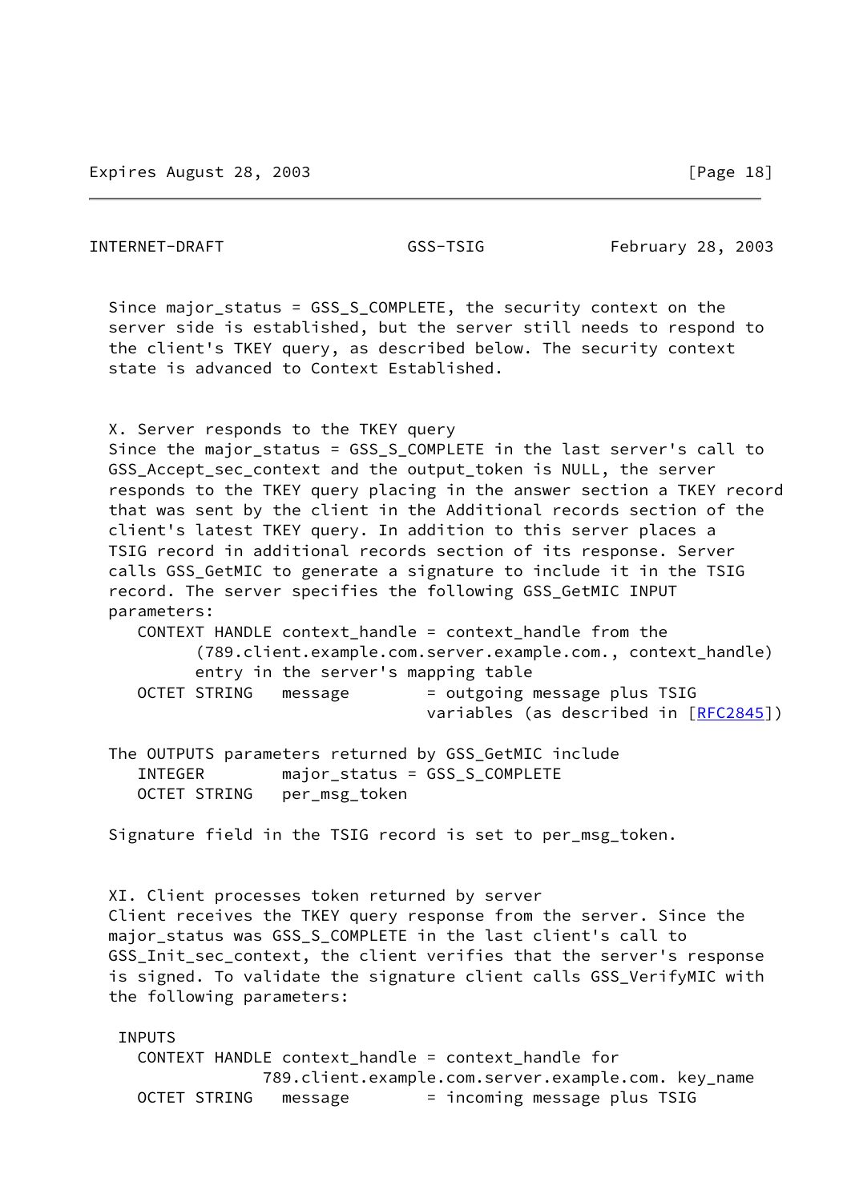Since major_status = GSS_S_COMPLETE, the security context on the server side is established, but the server still needs to respond to the client's TKEY query, as described below. The security context state is advanced to Context Established.

X. Server responds to the TKEY query

Since the major_status = GSS_S_COMPLETE in the last server's call to GSS_Accept_sec_context and the output_token is NULL, the server responds to the TKEY query placing in the answer section a TKEY record that was sent by the client in the Additional records section of the client's latest TKEY query. In addition to this server places a TSIG record in additional records section of its response. Server calls GSS_GetMIC to generate a signature to include it in the TSIG record. The server specifies the following GSS_GetMIC INPUT parameters:

```
   CONTEXT HANDLE context_handle = context_handle from the
         (789.client.example.com.server.example.com., context_handle)
         entry in the server's mapping table
   OCTET STRING   message        = outgoing message plus TSIG
                                   variables (as described in [RFC2845])
```

The OUTPUTS parameters returned by GSS_GetMIC include

```
   INTEGER        major_status = GSS_S_COMPLETE
   OCTET STRING   per_msg_token
```

Signature field in the TSIG record is set to per_msg_token.

XI. Client processes token returned by server

Client receives the TKEY query response from the server. Since the major_status was GSS_S_COMPLETE in the last client's call to GSS_Init_sec_context, the client verifies that the server's response is signed. To validate the signature client calls GSS_VerifyMIC with the following parameters:

```
 INPUTS
   CONTEXT HANDLE context_handle = context_handle for
             789.client.example.com.server.example.com. key_name
   OCTET STRING   message        = incoming message plus TSIG
```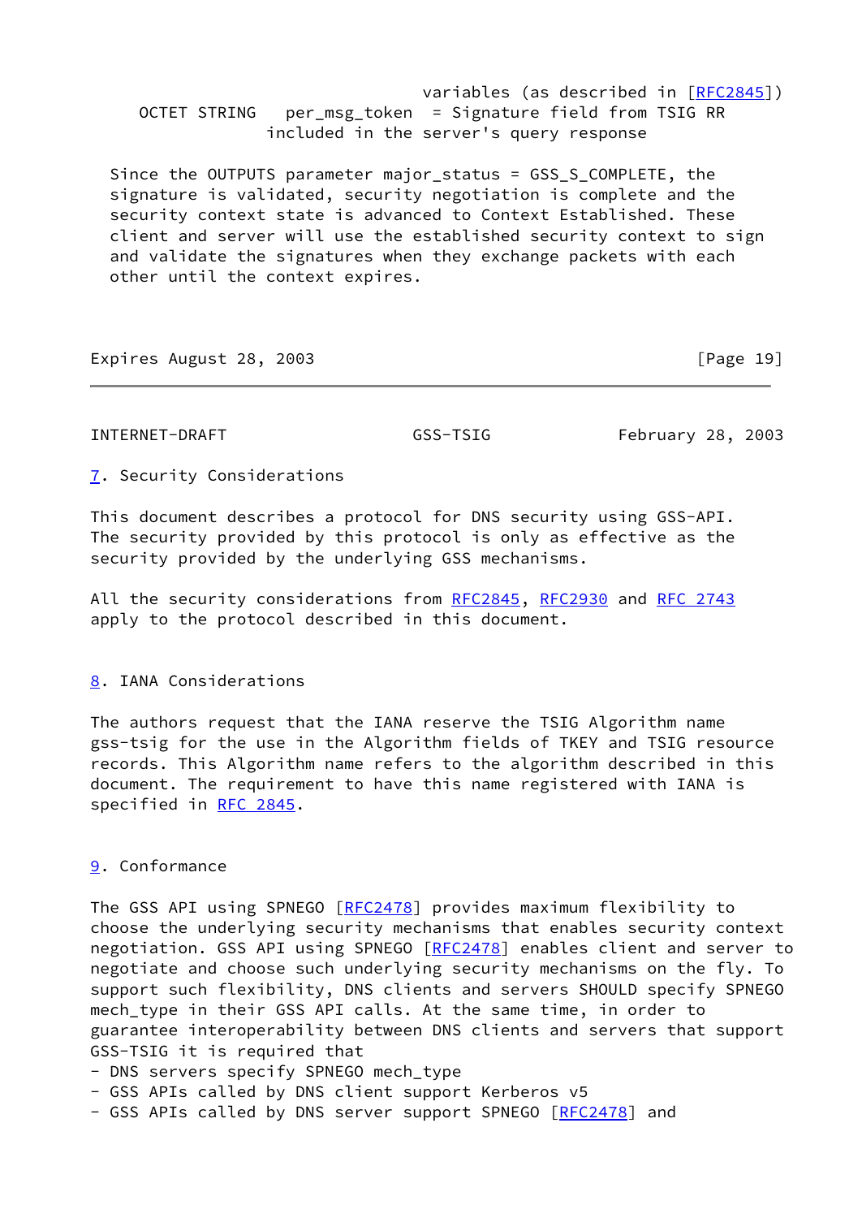```
                                 variables (as described in [RFC2845])
      OCTET STRING   per_msg_token  = Signature field from TSIG RR
                     included in the server's query response
```

Since the OUTPUTS parameter major_status = GSS_S_COMPLETE, the signature is validated, security negotiation is complete and the security context state is advanced to Context Established. These client and server will use the established security context to sign and validate the signatures when they exchange packets with each other until the context expires.

## 7. Security Considerations

This document describes a protocol for DNS security using GSS-API. The security provided by this protocol is only as effective as the security provided by the underlying GSS mechanisms.

All the security considerations from RFC2845, RFC2930 and RFC 2743 apply to the protocol described in this document.

## 8. IANA Considerations

The authors request that the IANA reserve the TSIG Algorithm name gss-tsig for the use in the Algorithm fields of TKEY and TSIG resource records. This Algorithm name refers to the algorithm described in this document. The requirement to have this name registered with IANA is specified in RFC 2845.

## 9. Conformance

The GSS API using SPNEGO [RFC2478] provides maximum flexibility to choose the underlying security mechanisms that enables security context negotiation. GSS API using SPNEGO [RFC2478] enables client and server to negotiate and choose such underlying security mechanisms on the fly. To support such flexibility, DNS clients and servers SHOULD specify SPNEGO mech_type in their GSS API calls. At the same time, in order to guarantee interoperability between DNS clients and servers that support GSS-TSIG it is required that

- DNS servers specify SPNEGO mech_type
- GSS APIs called by DNS client support Kerberos v5
- GSS APIs called by DNS server support SPNEGO [RFC2478] and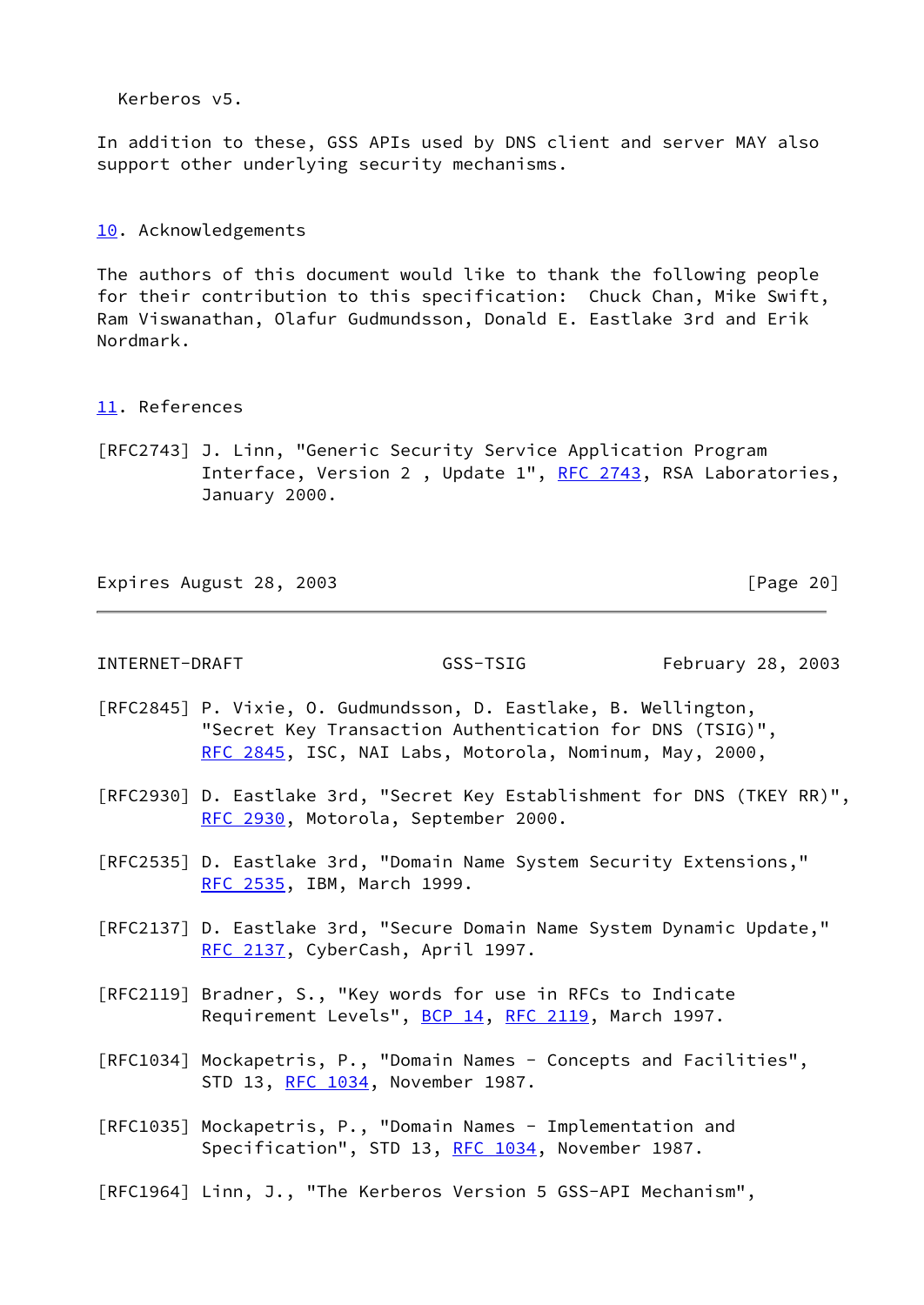Kerberos v5.

In addition to these, GSS APIs used by DNS client and server MAY also support other underlying security mechanisms.

## 10. Acknowledgements

The authors of this document would like to thank the following people for their contribution to this specification: Chuck Chan, Mike Swift, Ram Viswanathan, Olafur Gudmundsson, Donald E. Eastlake 3rd and Erik Nordmark.

## 11. References

[RFC2743] J. Linn, "Generic Security Service Application Program Interface, Version 2 , Update 1", RFC 2743, RSA Laboratories, January 2000.

[RFC2845] P. Vixie, O. Gudmundsson, D. Eastlake, B. Wellington, "Secret Key Transaction Authentication for DNS (TSIG)", RFC 2845, ISC, NAI Labs, Motorola, Nominum, May, 2000,

[RFC2930] D. Eastlake 3rd, "Secret Key Establishment for DNS (TKEY RR)", RFC 2930, Motorola, September 2000.

[RFC2535] D. Eastlake 3rd, "Domain Name System Security Extensions," RFC 2535, IBM, March 1999.

[RFC2137] D. Eastlake 3rd, "Secure Domain Name System Dynamic Update," RFC 2137, CyberCash, April 1997.

[RFC2119] Bradner, S., "Key words for use in RFCs to Indicate Requirement Levels", BCP 14, RFC 2119, March 1997.

[RFC1034] Mockapetris, P., "Domain Names - Concepts and Facilities", STD 13, RFC 1034, November 1987.

[RFC1035] Mockapetris, P., "Domain Names - Implementation and Specification", STD 13, RFC 1034, November 1987.

[RFC1964] Linn, J., "The Kerberos Version 5 GSS-API Mechanism",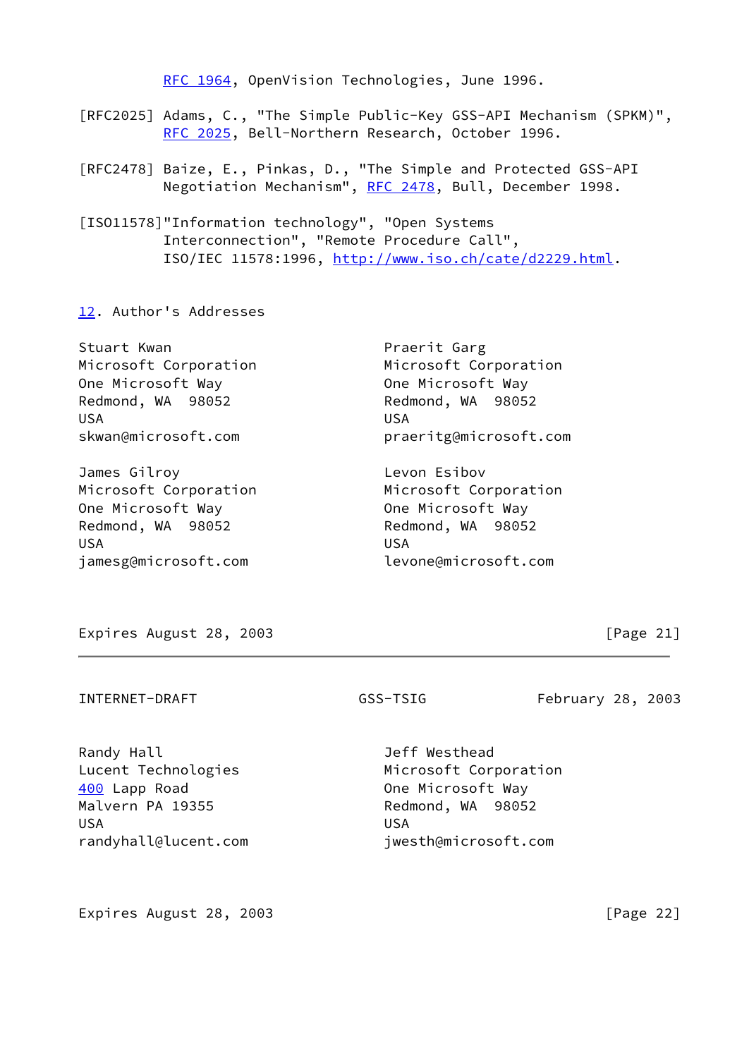RFC 1964, OpenVision Technologies, June 1996.

[RFC2025] Adams, C., "The Simple Public-Key GSS-API Mechanism (SPKM)", RFC 2025, Bell-Northern Research, October 1996.

[RFC2478] Baize, E., Pinkas, D., "The Simple and Protected GSS-API Negotiation Mechanism", RFC 2478, Bull, December 1998.

[ISO11578]"Information technology", "Open Systems Interconnection", "Remote Procedure Call", ISO/IEC 11578:1996, http://www.iso.ch/cate/d2229.html.

## 12. Author's Addresses

Stuart Kwan
Microsoft Corporation
One Microsoft Way
Redmond, WA 98052
USA
skwan@microsoft.com

Praerit Garg
Microsoft Corporation
One Microsoft Way
Redmond, WA 98052
USA
praeritg@microsoft.com

James Gilroy
Microsoft Corporation
One Microsoft Way
Redmond, WA 98052
USA
jamesg@microsoft.com

Levon Esibov
Microsoft Corporation
One Microsoft Way
Redmond, WA 98052
USA
levone@microsoft.com

Randy Hall
Lucent Technologies
400 Lapp Road
Malvern PA 19355
USA
randyhall@lucent.com

Jeff Westhead
Microsoft Corporation
One Microsoft Way
Redmond, WA 98052
USA
jwesth@microsoft.com